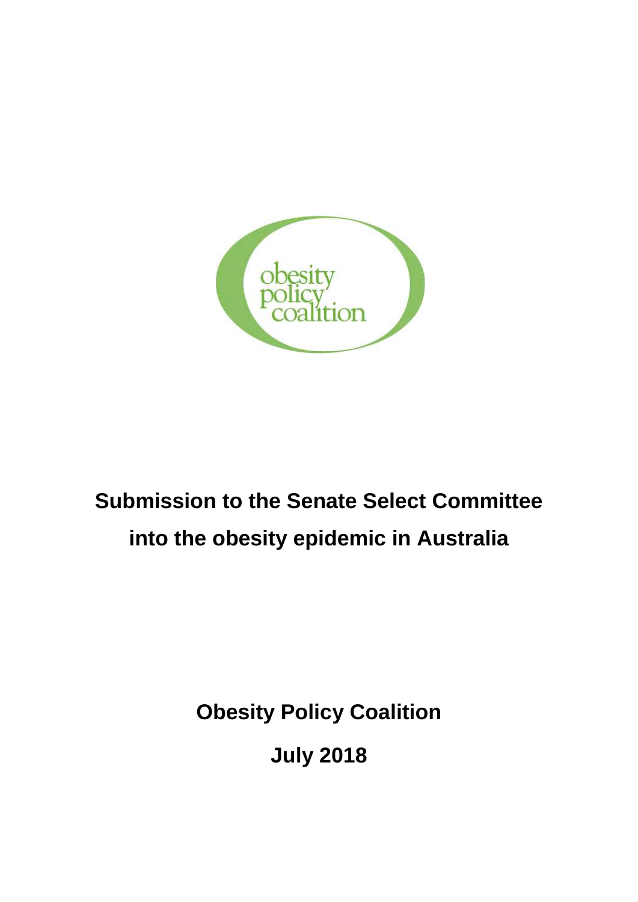obesity policy coalition

# Submission to the Senate Select Committee into the obesity epidemic in Australia

**Obesity Policy Coalition**

**July 2018**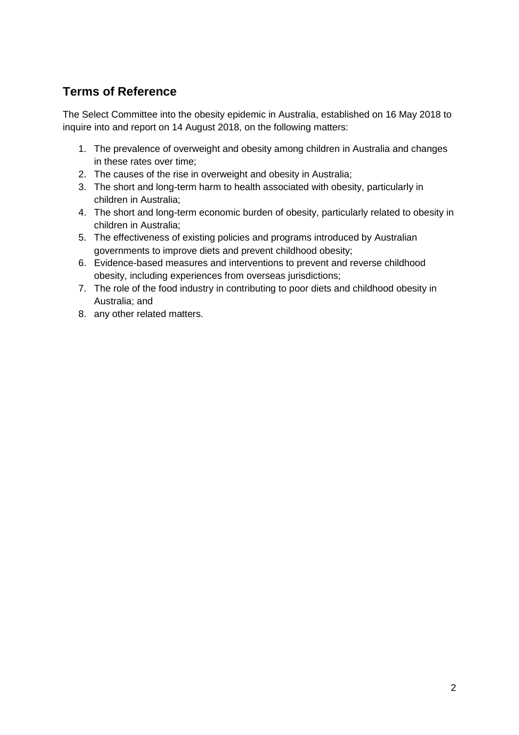## Terms of Reference

The Select Committee into the obesity epidemic in Australia, established on 16 May 2018 to inquire into and report on 14 August 2018, on the following matters:

1. The prevalence of overweight and obesity among children in Australia and changes in these rates over time;
2. The causes of the rise in overweight and obesity in Australia;
3. The short and long-term harm to health associated with obesity, particularly in children in Australia;
4. The short and long-term economic burden of obesity, particularly related to obesity in children in Australia;
5. The effectiveness of existing policies and programs introduced by Australian governments to improve diets and prevent childhood obesity;
6. Evidence-based measures and interventions to prevent and reverse childhood obesity, including experiences from overseas jurisdictions;
7. The role of the food industry in contributing to poor diets and childhood obesity in Australia; and
8. any other related matters.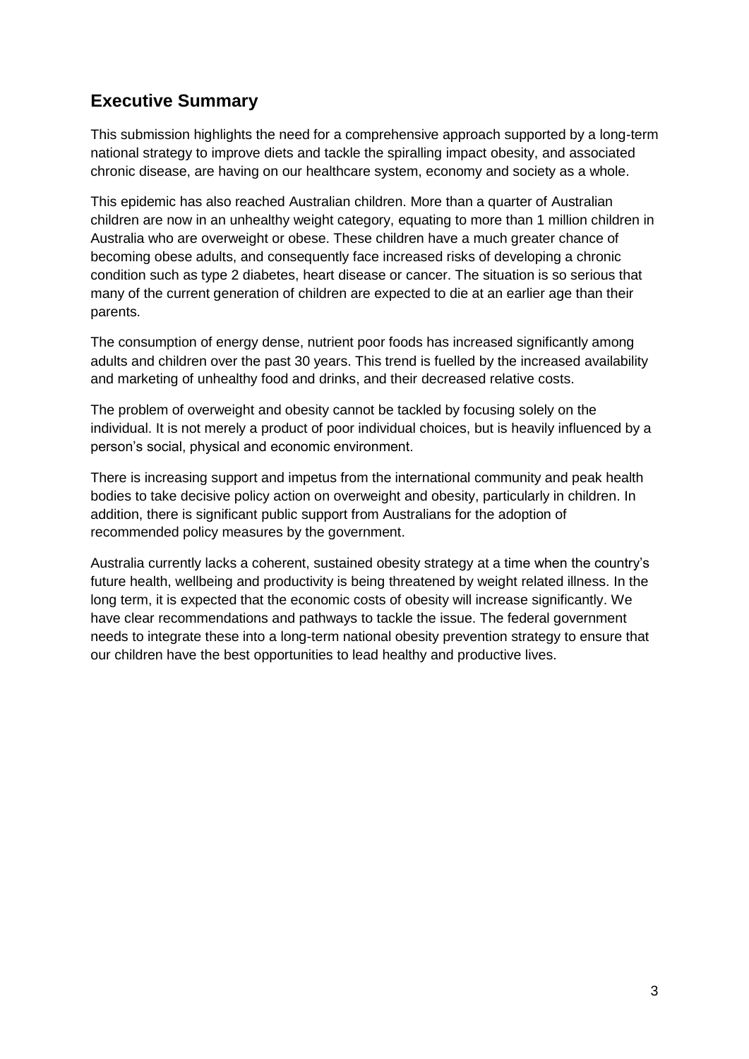## Executive Summary

This submission highlights the need for a comprehensive approach supported by a long-term national strategy to improve diets and tackle the spiralling impact obesity, and associated chronic disease, are having on our healthcare system, economy and society as a whole.

This epidemic has also reached Australian children. More than a quarter of Australian children are now in an unhealthy weight category, equating to more than 1 million children in Australia who are overweight or obese. These children have a much greater chance of becoming obese adults, and consequently face increased risks of developing a chronic condition such as type 2 diabetes, heart disease or cancer. The situation is so serious that many of the current generation of children are expected to die at an earlier age than their parents.

The consumption of energy dense, nutrient poor foods has increased significantly among adults and children over the past 30 years. This trend is fuelled by the increased availability and marketing of unhealthy food and drinks, and their decreased relative costs.

The problem of overweight and obesity cannot be tackled by focusing solely on the individual. It is not merely a product of poor individual choices, but is heavily influenced by a person's social, physical and economic environment.

There is increasing support and impetus from the international community and peak health bodies to take decisive policy action on overweight and obesity, particularly in children. In addition, there is significant public support from Australians for the adoption of recommended policy measures by the government.

Australia currently lacks a coherent, sustained obesity strategy at a time when the country's future health, wellbeing and productivity is being threatened by weight related illness. In the long term, it is expected that the economic costs of obesity will increase significantly. We have clear recommendations and pathways to tackle the issue. The federal government needs to integrate these into a long-term national obesity prevention strategy to ensure that our children have the best opportunities to lead healthy and productive lives.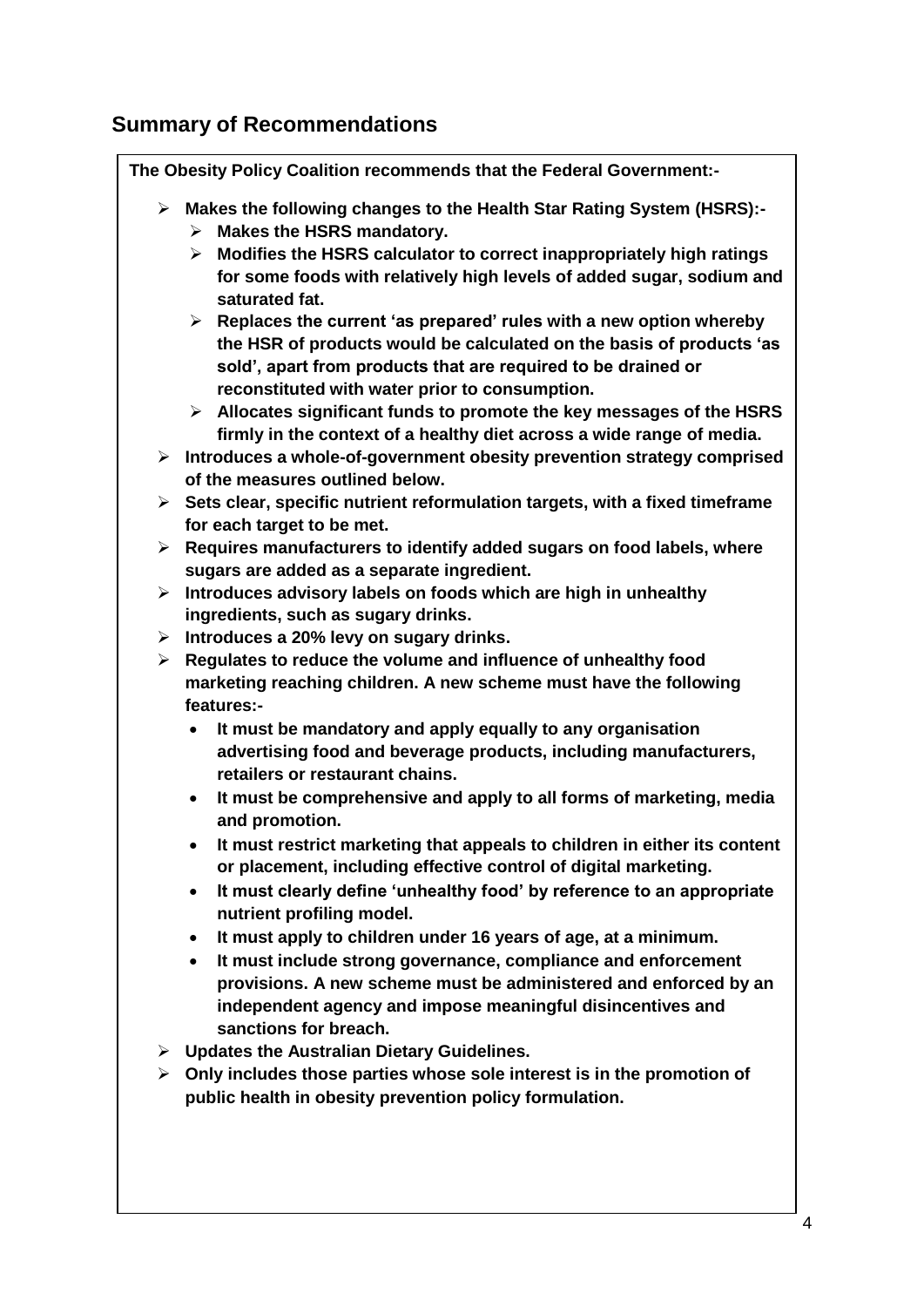## Summary of Recommendations

**The Obesity Policy Coalition recommends that the Federal Government:-**

- **Makes the following changes to the Health Star Rating System (HSRS):-**
  - **Makes the HSRS mandatory.**
  - **Modifies the HSRS calculator to correct inappropriately high ratings for some foods with relatively high levels of added sugar, sodium and saturated fat.**
  - **Replaces the current 'as prepared' rules with a new option whereby the HSR of products would be calculated on the basis of products 'as sold', apart from products that are required to be drained or reconstituted with water prior to consumption.**
  - **Allocates significant funds to promote the key messages of the HSRS firmly in the context of a healthy diet across a wide range of media.**
- **Introduces a whole-of-government obesity prevention strategy comprised of the measures outlined below.**
- **Sets clear, specific nutrient reformulation targets, with a fixed timeframe for each target to be met.**
- **Requires manufacturers to identify added sugars on food labels, where sugars are added as a separate ingredient.**
- **Introduces advisory labels on foods which are high in unhealthy ingredients, such as sugary drinks.**
- **Introduces a 20% levy on sugary drinks.**
- **Regulates to reduce the volume and influence of unhealthy food marketing reaching children. A new scheme must have the following features:-**
  - **It must be mandatory and apply equally to any organisation advertising food and beverage products, including manufacturers, retailers or restaurant chains.**
  - **It must be comprehensive and apply to all forms of marketing, media and promotion.**
  - **It must restrict marketing that appeals to children in either its content or placement, including effective control of digital marketing.**
  - **It must clearly define 'unhealthy food' by reference to an appropriate nutrient profiling model.**
  - **It must apply to children under 16 years of age, at a minimum.**
  - **It must include strong governance, compliance and enforcement provisions. A new scheme must be administered and enforced by an independent agency and impose meaningful disincentives and sanctions for breach.**
- **Updates the Australian Dietary Guidelines.**
- **Only includes those parties whose sole interest is in the promotion of public health in obesity prevention policy formulation.**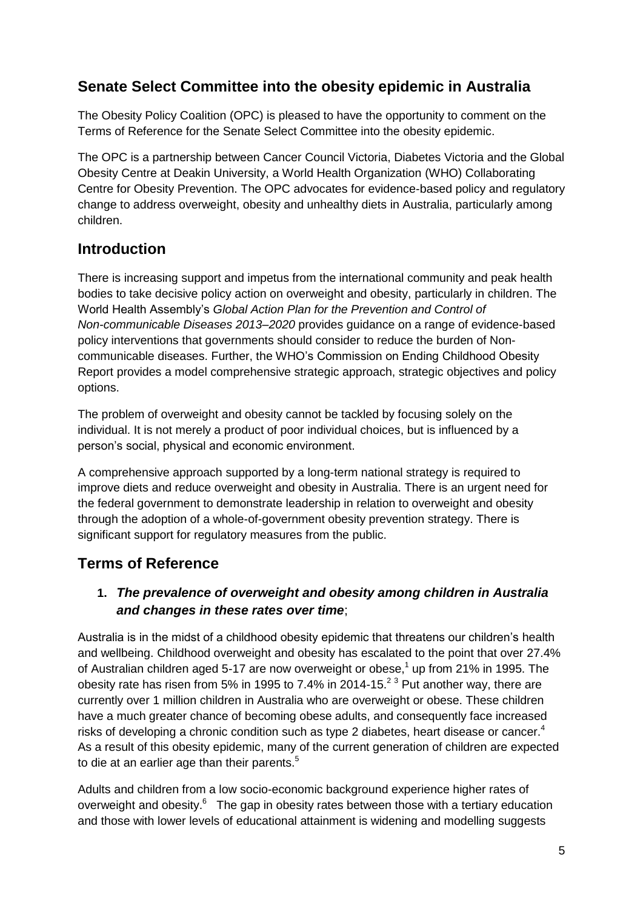## Senate Select Committee into the obesity epidemic in Australia

The Obesity Policy Coalition (OPC) is pleased to have the opportunity to comment on the Terms of Reference for the Senate Select Committee into the obesity epidemic.

The OPC is a partnership between Cancer Council Victoria, Diabetes Victoria and the Global Obesity Centre at Deakin University, a World Health Organization (WHO) Collaborating Centre for Obesity Prevention. The OPC advocates for evidence-based policy and regulatory change to address overweight, obesity and unhealthy diets in Australia, particularly among children.

## Introduction

There is increasing support and impetus from the international community and peak health bodies to take decisive policy action on overweight and obesity, particularly in children. The World Health Assembly's *Global Action Plan for the Prevention and Control of Non-communicable Diseases 2013–2020* provides guidance on a range of evidence-based policy interventions that governments should consider to reduce the burden of Non-communicable diseases. Further, the WHO's Commission on Ending Childhood Obesity Report provides a model comprehensive strategic approach, strategic objectives and policy options.

The problem of overweight and obesity cannot be tackled by focusing solely on the individual. It is not merely a product of poor individual choices, but is influenced by a person's social, physical and economic environment.

A comprehensive approach supported by a long-term national strategy is required to improve diets and reduce overweight and obesity in Australia. There is an urgent need for the federal government to demonstrate leadership in relation to overweight and obesity through the adoption of a whole-of-government obesity prevention strategy. There is significant support for regulatory measures from the public.

## Terms of Reference

### 1. *The prevalence of overweight and obesity among children in Australia and changes in these rates over time*;

Australia is in the midst of a childhood obesity epidemic that threatens our children's health and wellbeing. Childhood overweight and obesity has escalated to the point that over 27.4% of Australian children aged 5-17 are now overweight or obese,[1] up from 21% in 1995. The obesity rate has risen from 5% in 1995 to 7.4% in 2014-15.[2 3] Put another way, there are currently over 1 million children in Australia who are overweight or obese. These children have a much greater chance of becoming obese adults, and consequently face increased risks of developing a chronic condition such as type 2 diabetes, heart disease or cancer.[4] As a result of this obesity epidemic, many of the current generation of children are expected to die at an earlier age than their parents.[5]

Adults and children from a low socio-economic background experience higher rates of overweight and obesity.[6] The gap in obesity rates between those with a tertiary education and those with lower levels of educational attainment is widening and modelling suggests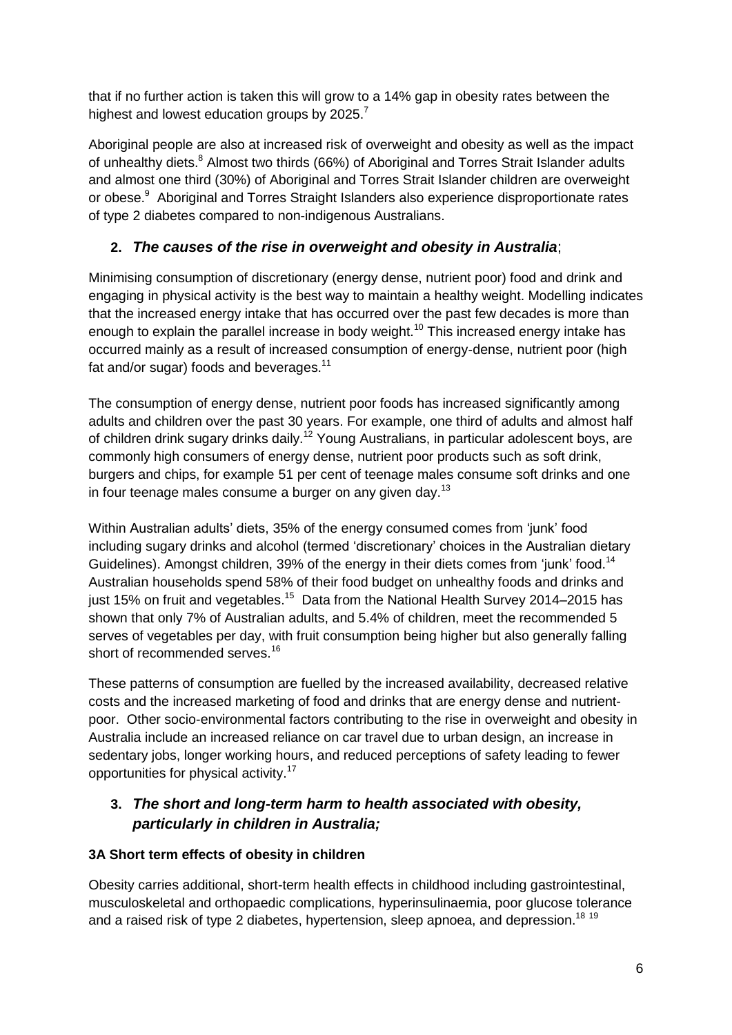that if no further action is taken this will grow to a 14% gap in obesity rates between the highest and lowest education groups by 2025.[7]

Aboriginal people are also at increased risk of overweight and obesity as well as the impact of unhealthy diets.[8] Almost two thirds (66%) of Aboriginal and Torres Strait Islander adults and almost one third (30%) of Aboriginal and Torres Strait Islander children are overweight or obese.[9] Aboriginal and Torres Straight Islanders also experience disproportionate rates of type 2 diabetes compared to non-indigenous Australians.

## 2. *The causes of the rise in overweight and obesity in Australia*;

Minimising consumption of discretionary (energy dense, nutrient poor) food and drink and engaging in physical activity is the best way to maintain a healthy weight. Modelling indicates that the increased energy intake that has occurred over the past few decades is more than enough to explain the parallel increase in body weight.[10] This increased energy intake has occurred mainly as a result of increased consumption of energy-dense, nutrient poor (high fat and/or sugar) foods and beverages.[11]

The consumption of energy dense, nutrient poor foods has increased significantly among adults and children over the past 30 years. For example, one third of adults and almost half of children drink sugary drinks daily.[12] Young Australians, in particular adolescent boys, are commonly high consumers of energy dense, nutrient poor products such as soft drink, burgers and chips, for example 51 per cent of teenage males consume soft drinks and one in four teenage males consume a burger on any given day.[13]

Within Australian adults' diets, 35% of the energy consumed comes from 'junk' food including sugary drinks and alcohol (termed 'discretionary' choices in the Australian dietary Guidelines). Amongst children, 39% of the energy in their diets comes from 'junk' food.[14] Australian households spend 58% of their food budget on unhealthy foods and drinks and just 15% on fruit and vegetables.[15] Data from the National Health Survey 2014–2015 has shown that only 7% of Australian adults, and 5.4% of children, meet the recommended 5 serves of vegetables per day, with fruit consumption being higher but also generally falling short of recommended serves.[16]

These patterns of consumption are fuelled by the increased availability, decreased relative costs and the increased marketing of food and drinks that are energy dense and nutrient-poor. Other socio-environmental factors contributing to the rise in overweight and obesity in Australia include an increased reliance on car travel due to urban design, an increase in sedentary jobs, longer working hours, and reduced perceptions of safety leading to fewer opportunities for physical activity.[17]

## 3. *The short and long-term harm to health associated with obesity, particularly in children in Australia;*

### 3A Short term effects of obesity in children

Obesity carries additional, short-term health effects in childhood including gastrointestinal, musculoskeletal and orthopaedic complications, hyperinsulinaemia, poor glucose tolerance and a raised risk of type 2 diabetes, hypertension, sleep apnoea, and depression.[18 19]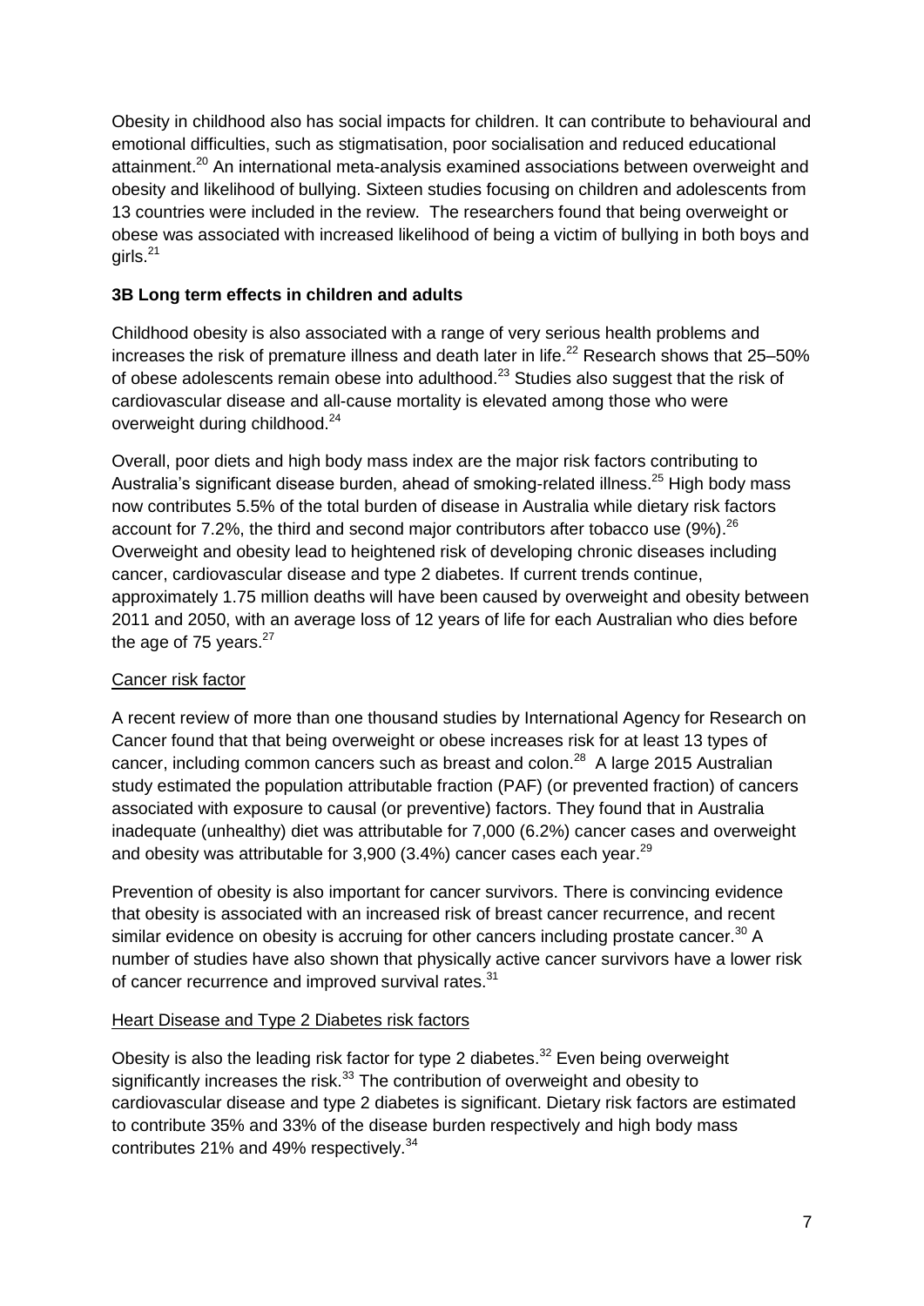Obesity in childhood also has social impacts for children. It can contribute to behavioural and emotional difficulties, such as stigmatisation, poor socialisation and reduced educational attainment.[20] An international meta-analysis examined associations between overweight and obesity and likelihood of bullying. Sixteen studies focusing on children and adolescents from 13 countries were included in the review. The researchers found that being overweight or obese was associated with increased likelihood of being a victim of bullying in both boys and girls.[21]

### 3B Long term effects in children and adults

Childhood obesity is also associated with a range of very serious health problems and increases the risk of premature illness and death later in life.[22] Research shows that 25–50% of obese adolescents remain obese into adulthood.[23] Studies also suggest that the risk of cardiovascular disease and all-cause mortality is elevated among those who were overweight during childhood.[24]

Overall, poor diets and high body mass index are the major risk factors contributing to Australia's significant disease burden, ahead of smoking-related illness.[25] High body mass now contributes 5.5% of the total burden of disease in Australia while dietary risk factors account for 7.2%, the third and second major contributors after tobacco use (9%).[26] Overweight and obesity lead to heightened risk of developing chronic diseases including cancer, cardiovascular disease and type 2 diabetes. If current trends continue, approximately 1.75 million deaths will have been caused by overweight and obesity between 2011 and 2050, with an average loss of 12 years of life for each Australian who dies before the age of 75 years.[27]

#### Cancer risk factor

A recent review of more than one thousand studies by International Agency for Research on Cancer found that that being overweight or obese increases risk for at least 13 types of cancer, including common cancers such as breast and colon.[28] A large 2015 Australian study estimated the population attributable fraction (PAF) (or prevented fraction) of cancers associated with exposure to causal (or preventive) factors. They found that in Australia inadequate (unhealthy) diet was attributable for 7,000 (6.2%) cancer cases and overweight and obesity was attributable for 3,900 (3.4%) cancer cases each year.[29]

Prevention of obesity is also important for cancer survivors. There is convincing evidence that obesity is associated with an increased risk of breast cancer recurrence, and recent similar evidence on obesity is accruing for other cancers including prostate cancer.[30] A number of studies have also shown that physically active cancer survivors have a lower risk of cancer recurrence and improved survival rates.[31]

#### Heart Disease and Type 2 Diabetes risk factors

Obesity is also the leading risk factor for type 2 diabetes.[32] Even being overweight significantly increases the risk.[33] The contribution of overweight and obesity to cardiovascular disease and type 2 diabetes is significant. Dietary risk factors are estimated to contribute 35% and 33% of the disease burden respectively and high body mass contributes 21% and 49% respectively.[34]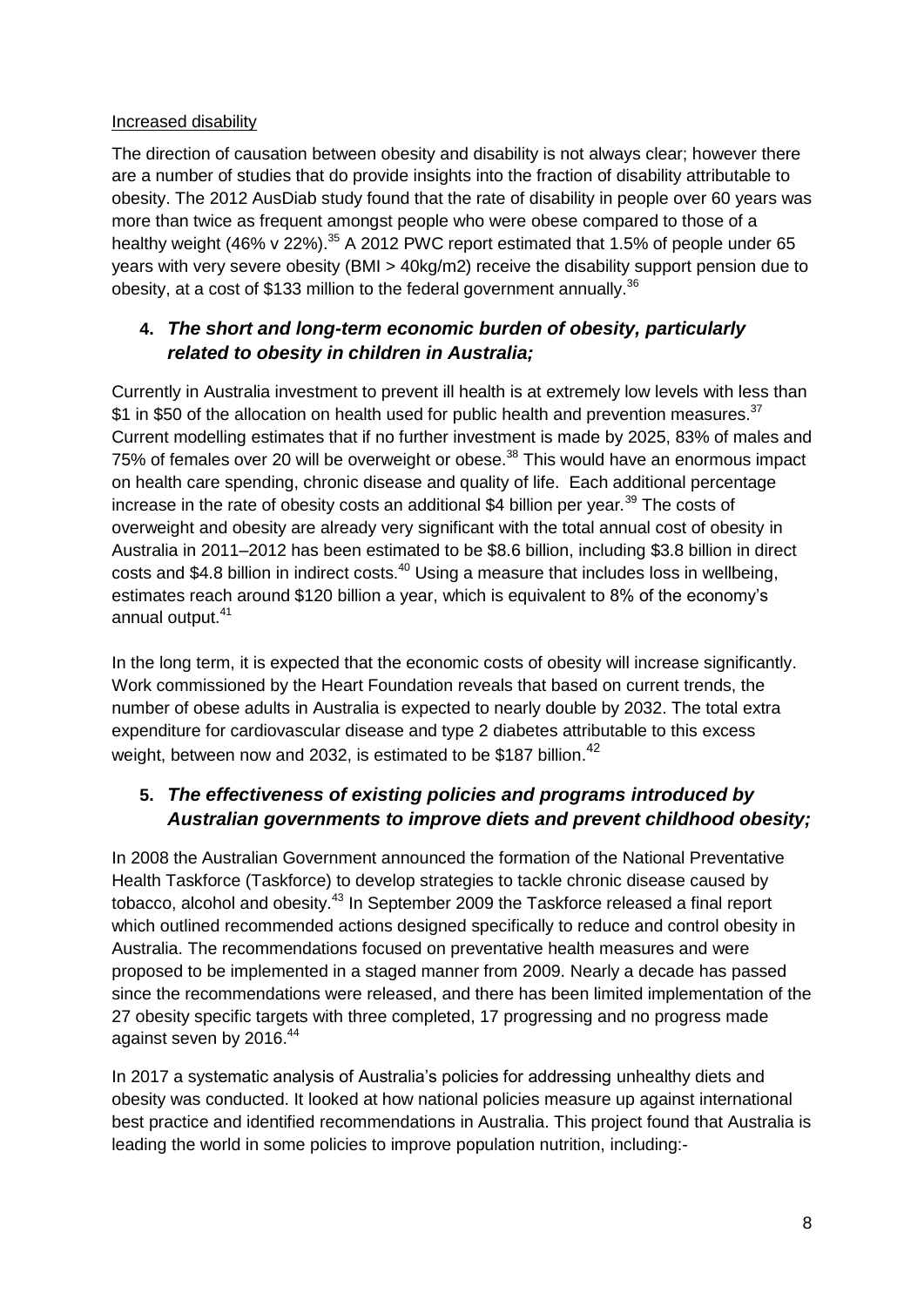Increased disability

The direction of causation between obesity and disability is not always clear; however there are a number of studies that do provide insights into the fraction of disability attributable to obesity. The 2012 AusDiab study found that the rate of disability in people over 60 years was more than twice as frequent amongst people who were obese compared to those of a healthy weight (46% v 22%).[35] A 2012 PWC report estimated that 1.5% of people under 65 years with very severe obesity (BMI > 40kg/m2) receive the disability support pension due to obesity, at a cost of $133 million to the federal government annually.[36]

## 4. *The short and long-term economic burden of obesity, particularly related to obesity in children in Australia;*

Currently in Australia investment to prevent ill health is at extremely low levels with less than $1 in $50 of the allocation on health used for public health and prevention measures.[37] Current modelling estimates that if no further investment is made by 2025, 83% of males and 75% of females over 20 will be overweight or obese.[38] This would have an enormous impact on health care spending, chronic disease and quality of life. Each additional percentage increase in the rate of obesity costs an additional $4 billion per year.[39] The costs of overweight and obesity are already very significant with the total annual cost of obesity in Australia in 2011–2012 has been estimated to be $8.6 billion, including $3.8 billion in direct costs and $4.8 billion in indirect costs.[40] Using a measure that includes loss in wellbeing, estimates reach around $120 billion a year, which is equivalent to 8% of the economy's annual output.[41]

In the long term, it is expected that the economic costs of obesity will increase significantly. Work commissioned by the Heart Foundation reveals that based on current trends, the number of obese adults in Australia is expected to nearly double by 2032. The total extra expenditure for cardiovascular disease and type 2 diabetes attributable to this excess weight, between now and 2032, is estimated to be $187 billion.[42]

## 5. *The effectiveness of existing policies and programs introduced by Australian governments to improve diets and prevent childhood obesity;*

In 2008 the Australian Government announced the formation of the National Preventative Health Taskforce (Taskforce) to develop strategies to tackle chronic disease caused by tobacco, alcohol and obesity.[43] In September 2009 the Taskforce released a final report which outlined recommended actions designed specifically to reduce and control obesity in Australia. The recommendations focused on preventative health measures and were proposed to be implemented in a staged manner from 2009. Nearly a decade has passed since the recommendations were released, and there has been limited implementation of the 27 obesity specific targets with three completed, 17 progressing and no progress made against seven by 2016.[44]

In 2017 a systematic analysis of Australia's policies for addressing unhealthy diets and obesity was conducted. It looked at how national policies measure up against international best practice and identified recommendations in Australia. This project found that Australia is leading the world in some policies to improve population nutrition, including:-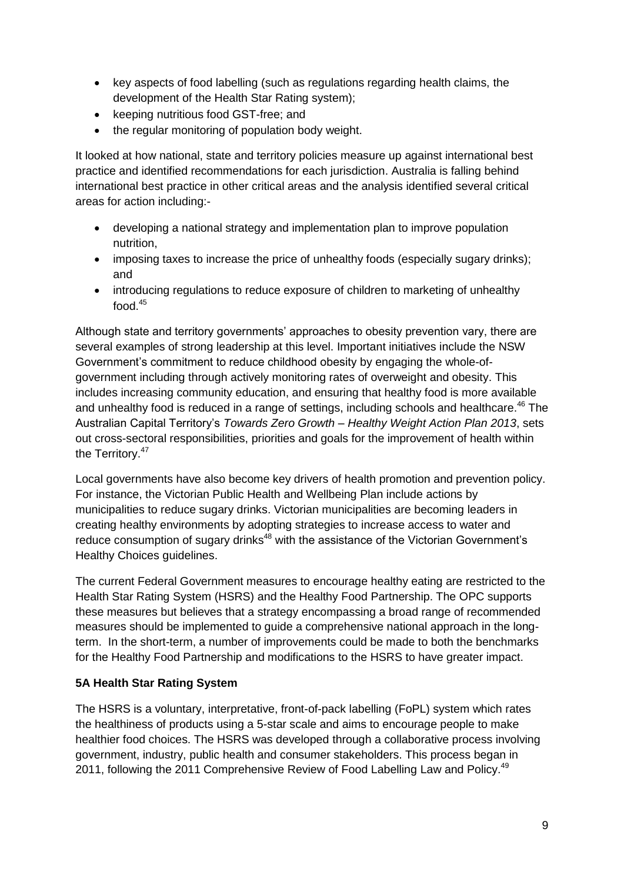- key aspects of food labelling (such as regulations regarding health claims, the development of the Health Star Rating system);
- keeping nutritious food GST-free; and
- the regular monitoring of population body weight.

It looked at how national, state and territory policies measure up against international best practice and identified recommendations for each jurisdiction. Australia is falling behind international best practice in other critical areas and the analysis identified several critical areas for action including:-

- developing a national strategy and implementation plan to improve population nutrition,
- imposing taxes to increase the price of unhealthy foods (especially sugary drinks); and
- introducing regulations to reduce exposure of children to marketing of unhealthy food.[45]

Although state and territory governments' approaches to obesity prevention vary, there are several examples of strong leadership at this level. Important initiatives include the NSW Government's commitment to reduce childhood obesity by engaging the whole-of-government including through actively monitoring rates of overweight and obesity. This includes increasing community education, and ensuring that healthy food is more available and unhealthy food is reduced in a range of settings, including schools and healthcare.[46] The Australian Capital Territory's *Towards Zero Growth – Healthy Weight Action Plan 2013*, sets out cross-sectoral responsibilities, priorities and goals for the improvement of health within the Territory.[47]

Local governments have also become key drivers of health promotion and prevention policy. For instance, the Victorian Public Health and Wellbeing Plan include actions by municipalities to reduce sugary drinks. Victorian municipalities are becoming leaders in creating healthy environments by adopting strategies to increase access to water and reduce consumption of sugary drinks[48] with the assistance of the Victorian Government's Healthy Choices guidelines.

The current Federal Government measures to encourage healthy eating are restricted to the Health Star Rating System (HSRS) and the Healthy Food Partnership. The OPC supports these measures but believes that a strategy encompassing a broad range of recommended measures should be implemented to guide a comprehensive national approach in the long-term. In the short-term, a number of improvements could be made to both the benchmarks for the Healthy Food Partnership and modifications to the HSRS to have greater impact.

**5A Health Star Rating System**

The HSRS is a voluntary, interpretative, front-of-pack labelling (FoPL) system which rates the healthiness of products using a 5-star scale and aims to encourage people to make healthier food choices. The HSRS was developed through a collaborative process involving government, industry, public health and consumer stakeholders. This process began in 2011, following the 2011 Comprehensive Review of Food Labelling Law and Policy.[49]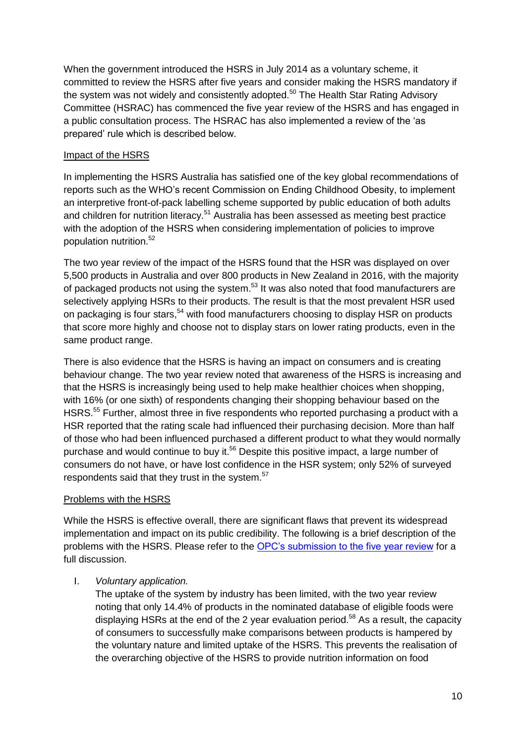When the government introduced the HSRS in July 2014 as a voluntary scheme, it committed to review the HSRS after five years and consider making the HSRS mandatory if the system was not widely and consistently adopted.[50] The Health Star Rating Advisory Committee (HSRAC) has commenced the five year review of the HSRS and has engaged in a public consultation process. The HSRAC has also implemented a review of the 'as prepared' rule which is described below.

Impact of the HSRS

In implementing the HSRS Australia has satisfied one of the key global recommendations of reports such as the WHO's recent Commission on Ending Childhood Obesity, to implement an interpretive front-of-pack labelling scheme supported by public education of both adults and children for nutrition literacy.[51] Australia has been assessed as meeting best practice with the adoption of the HSRS when considering implementation of policies to improve population nutrition.[52]

The two year review of the impact of the HSRS found that the HSR was displayed on over 5,500 products in Australia and over 800 products in New Zealand in 2016, with the majority of packaged products not using the system.[53] It was also noted that food manufacturers are selectively applying HSRs to their products. The result is that the most prevalent HSR used on packaging is four stars,[54] with food manufacturers choosing to display HSR on products that score more highly and choose not to display stars on lower rating products, even in the same product range.

There is also evidence that the HSRS is having an impact on consumers and is creating behaviour change. The two year review noted that awareness of the HSRS is increasing and that the HSRS is increasingly being used to help make healthier choices when shopping, with 16% (or one sixth) of respondents changing their shopping behaviour based on the HSRS.[55] Further, almost three in five respondents who reported purchasing a product with a HSR reported that the rating scale had influenced their purchasing decision. More than half of those who had been influenced purchased a different product to what they would normally purchase and would continue to buy it.[56] Despite this positive impact, a large number of consumers do not have, or have lost confidence in the HSR system; only 52% of surveyed respondents said that they trust in the system.[57]

Problems with the HSRS

While the HSRS is effective overall, there are significant flaws that prevent its widespread implementation and impact on its public credibility. The following is a brief description of the problems with the HSRS. Please refer to the [OPC's submission to the five year review]() for a full discussion.

I. *Voluntary application.*

   The uptake of the system by industry has been limited, with the two year review noting that only 14.4% of products in the nominated database of eligible foods were displaying HSRs at the end of the 2 year evaluation period.[58] As a result, the capacity of consumers to successfully make comparisons between products is hampered by the voluntary nature and limited uptake of the HSRS. This prevents the realisation of the overarching objective of the HSRS to provide nutrition information on food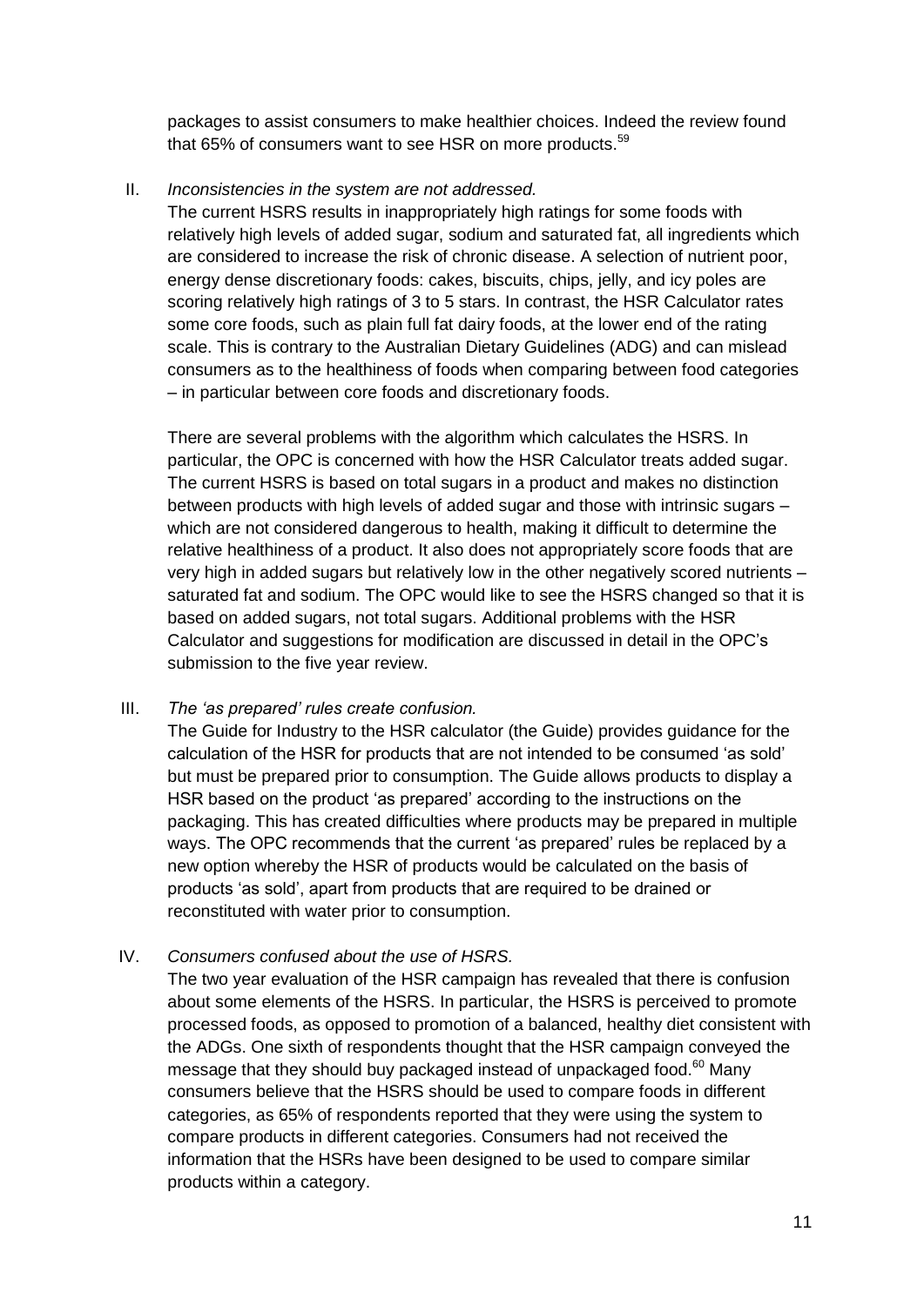packages to assist consumers to make healthier choices. Indeed the review found that 65% of consumers want to see HSR on more products.[59]

II. *Inconsistencies in the system are not addressed.*

The current HSRS results in inappropriately high ratings for some foods with relatively high levels of added sugar, sodium and saturated fat, all ingredients which are considered to increase the risk of chronic disease. A selection of nutrient poor, energy dense discretionary foods: cakes, biscuits, chips, jelly, and icy poles are scoring relatively high ratings of 3 to 5 stars. In contrast, the HSR Calculator rates some core foods, such as plain full fat dairy foods, at the lower end of the rating scale. This is contrary to the Australian Dietary Guidelines (ADG) and can mislead consumers as to the healthiness of foods when comparing between food categories – in particular between core foods and discretionary foods.

There are several problems with the algorithm which calculates the HSRS. In particular, the OPC is concerned with how the HSR Calculator treats added sugar. The current HSRS is based on total sugars in a product and makes no distinction between products with high levels of added sugar and those with intrinsic sugars – which are not considered dangerous to health, making it difficult to determine the relative healthiness of a product. It also does not appropriately score foods that are very high in added sugars but relatively low in the other negatively scored nutrients – saturated fat and sodium. The OPC would like to see the HSRS changed so that it is based on added sugars, not total sugars. Additional problems with the HSR Calculator and suggestions for modification are discussed in detail in the OPC's submission to the five year review.

III. *The 'as prepared' rules create confusion.*

The Guide for Industry to the HSR calculator (the Guide) provides guidance for the calculation of the HSR for products that are not intended to be consumed 'as sold' but must be prepared prior to consumption. The Guide allows products to display a HSR based on the product 'as prepared' according to the instructions on the packaging. This has created difficulties where products may be prepared in multiple ways. The OPC recommends that the current 'as prepared' rules be replaced by a new option whereby the HSR of products would be calculated on the basis of products 'as sold', apart from products that are required to be drained or reconstituted with water prior to consumption.

IV. *Consumers confused about the use of HSRS.*

The two year evaluation of the HSR campaign has revealed that there is confusion about some elements of the HSRS. In particular, the HSRS is perceived to promote processed foods, as opposed to promotion of a balanced, healthy diet consistent with the ADGs. One sixth of respondents thought that the HSR campaign conveyed the message that they should buy packaged instead of unpackaged food.[60] Many consumers believe that the HSRS should be used to compare foods in different categories, as 65% of respondents reported that they were using the system to compare products in different categories. Consumers had not received the information that the HSRs have been designed to be used to compare similar products within a category.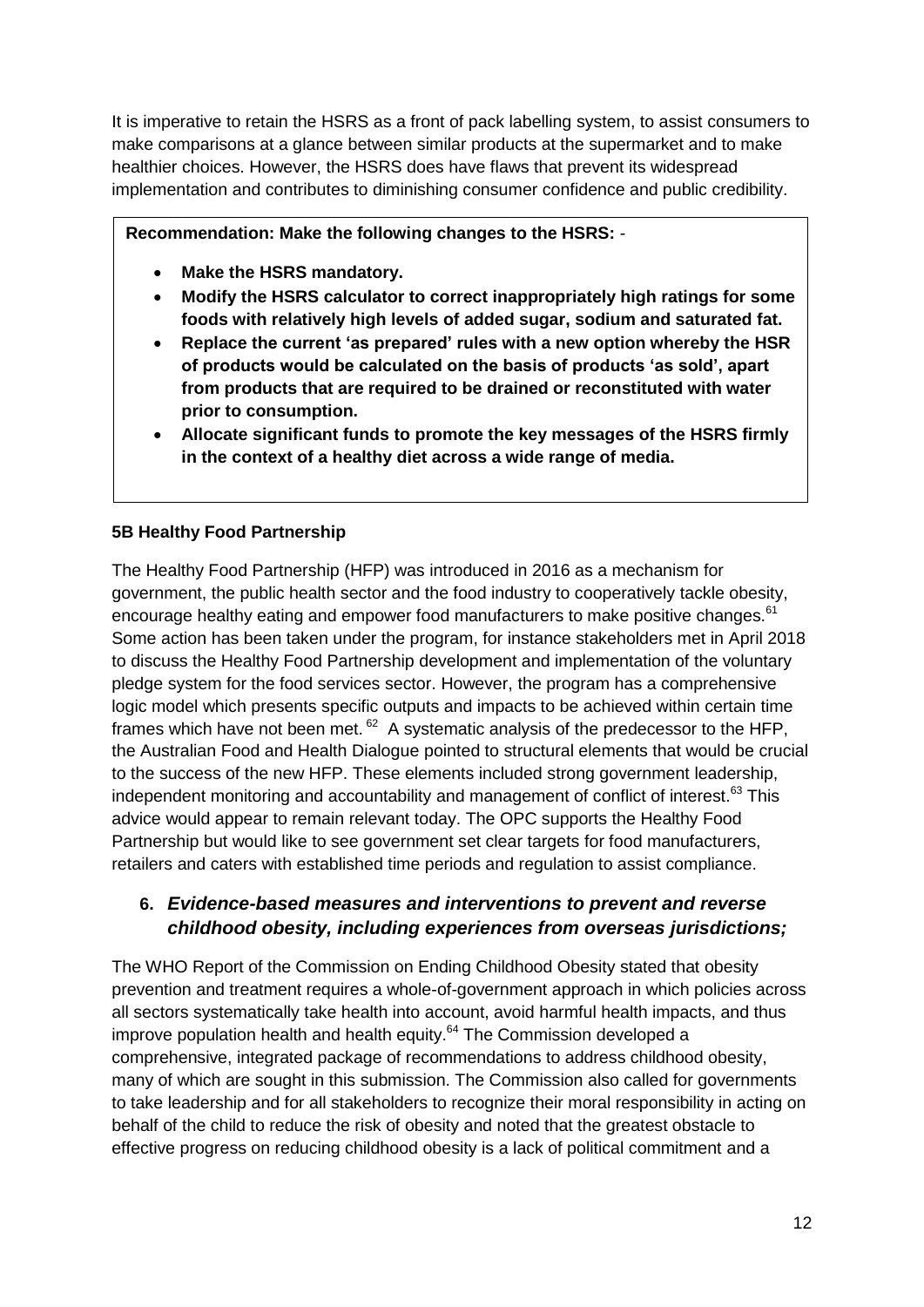It is imperative to retain the HSRS as a front of pack labelling system, to assist consumers to make comparisons at a glance between similar products at the supermarket and to make healthier choices. However, the HSRS does have flaws that prevent its widespread implementation and contributes to diminishing consumer confidence and public credibility.

**Recommendation: Make the following changes to the HSRS:** -

- **Make the HSRS mandatory.**
- **Modify the HSRS calculator to correct inappropriately high ratings for some foods with relatively high levels of added sugar, sodium and saturated fat.**
- **Replace the current 'as prepared' rules with a new option whereby the HSR of products would be calculated on the basis of products 'as sold', apart from products that are required to be drained or reconstituted with water prior to consumption.**
- **Allocate significant funds to promote the key messages of the HSRS firmly in the context of a healthy diet across a wide range of media.**

### 5B Healthy Food Partnership

The Healthy Food Partnership (HFP) was introduced in 2016 as a mechanism for government, the public health sector and the food industry to cooperatively tackle obesity, encourage healthy eating and empower food manufacturers to make positive changes.[61] Some action has been taken under the program, for instance stakeholders met in April 2018 to discuss the Healthy Food Partnership development and implementation of the voluntary pledge system for the food services sector. However, the program has a comprehensive logic model which presents specific outputs and impacts to be achieved within certain time frames which have not been met. [62] A systematic analysis of the predecessor to the HFP, the Australian Food and Health Dialogue pointed to structural elements that would be crucial to the success of the new HFP. These elements included strong government leadership, independent monitoring and accountability and management of conflict of interest.[63] This advice would appear to remain relevant today. The OPC supports the Healthy Food Partnership but would like to see government set clear targets for food manufacturers, retailers and caters with established time periods and regulation to assist compliance.

## 6. *Evidence-based measures and interventions to prevent and reverse childhood obesity, including experiences from overseas jurisdictions;*

The WHO Report of the Commission on Ending Childhood Obesity stated that obesity prevention and treatment requires a whole-of-government approach in which policies across all sectors systematically take health into account, avoid harmful health impacts, and thus improve population health and health equity.[64] The Commission developed a comprehensive, integrated package of recommendations to address childhood obesity, many of which are sought in this submission. The Commission also called for governments to take leadership and for all stakeholders to recognize their moral responsibility in acting on behalf of the child to reduce the risk of obesity and noted that the greatest obstacle to effective progress on reducing childhood obesity is a lack of political commitment and a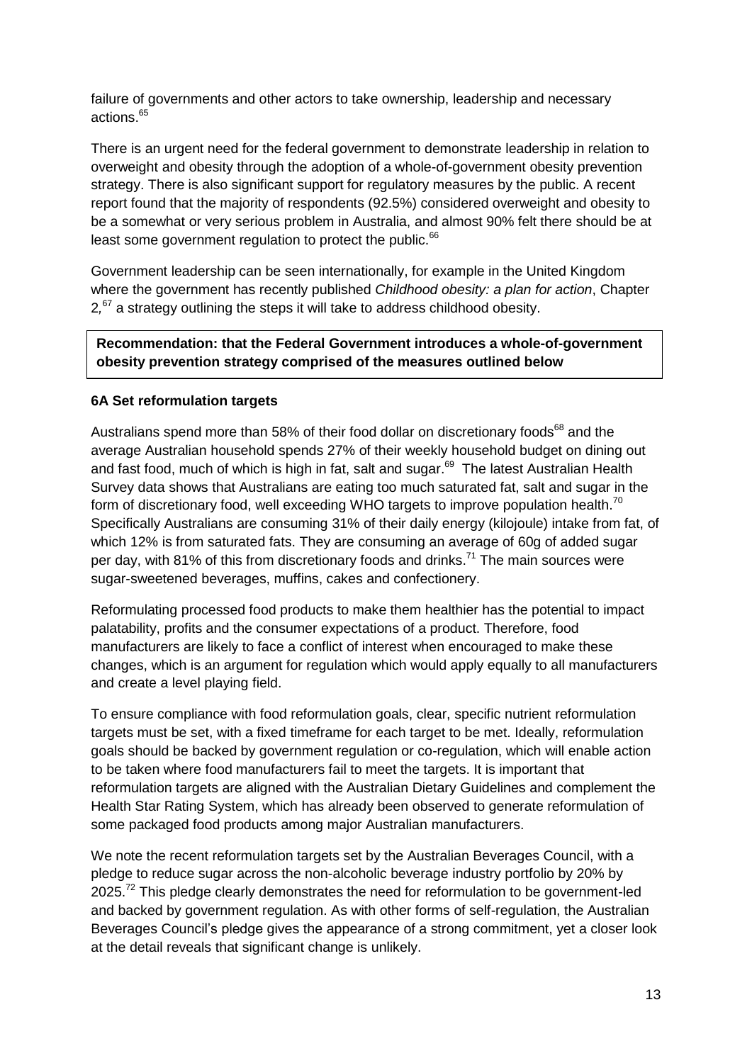failure of governments and other actors to take ownership, leadership and necessary actions.[65]

There is an urgent need for the federal government to demonstrate leadership in relation to overweight and obesity through the adoption of a whole-of-government obesity prevention strategy. There is also significant support for regulatory measures by the public. A recent report found that the majority of respondents (92.5%) considered overweight and obesity to be a somewhat or very serious problem in Australia, and almost 90% felt there should be at least some government regulation to protect the public.[66]

Government leadership can be seen internationally, for example in the United Kingdom where the government has recently published *Childhood obesity: a plan for action*, Chapter 2,[67] a strategy outlining the steps it will take to address childhood obesity.

**Recommendation: that the Federal Government introduces a whole-of-government obesity prevention strategy comprised of the measures outlined below**

### 6A Set reformulation targets

Australians spend more than 58% of their food dollar on discretionary foods[68] and the average Australian household spends 27% of their weekly household budget on dining out and fast food, much of which is high in fat, salt and sugar.[69] The latest Australian Health Survey data shows that Australians are eating too much saturated fat, salt and sugar in the form of discretionary food, well exceeding WHO targets to improve population health.[70] Specifically Australians are consuming 31% of their daily energy (kilojoule) intake from fat, of which 12% is from saturated fats. They are consuming an average of 60g of added sugar per day, with 81% of this from discretionary foods and drinks.[71] The main sources were sugar-sweetened beverages, muffins, cakes and confectionery.

Reformulating processed food products to make them healthier has the potential to impact palatability, profits and the consumer expectations of a product. Therefore, food manufacturers are likely to face a conflict of interest when encouraged to make these changes, which is an argument for regulation which would apply equally to all manufacturers and create a level playing field.

To ensure compliance with food reformulation goals, clear, specific nutrient reformulation targets must be set, with a fixed timeframe for each target to be met. Ideally, reformulation goals should be backed by government regulation or co-regulation, which will enable action to be taken where food manufacturers fail to meet the targets. It is important that reformulation targets are aligned with the Australian Dietary Guidelines and complement the Health Star Rating System, which has already been observed to generate reformulation of some packaged food products among major Australian manufacturers.

We note the recent reformulation targets set by the Australian Beverages Council, with a pledge to reduce sugar across the non-alcoholic beverage industry portfolio by 20% by 2025.[72] This pledge clearly demonstrates the need for reformulation to be government-led and backed by government regulation. As with other forms of self-regulation, the Australian Beverages Council's pledge gives the appearance of a strong commitment, yet a closer look at the detail reveals that significant change is unlikely.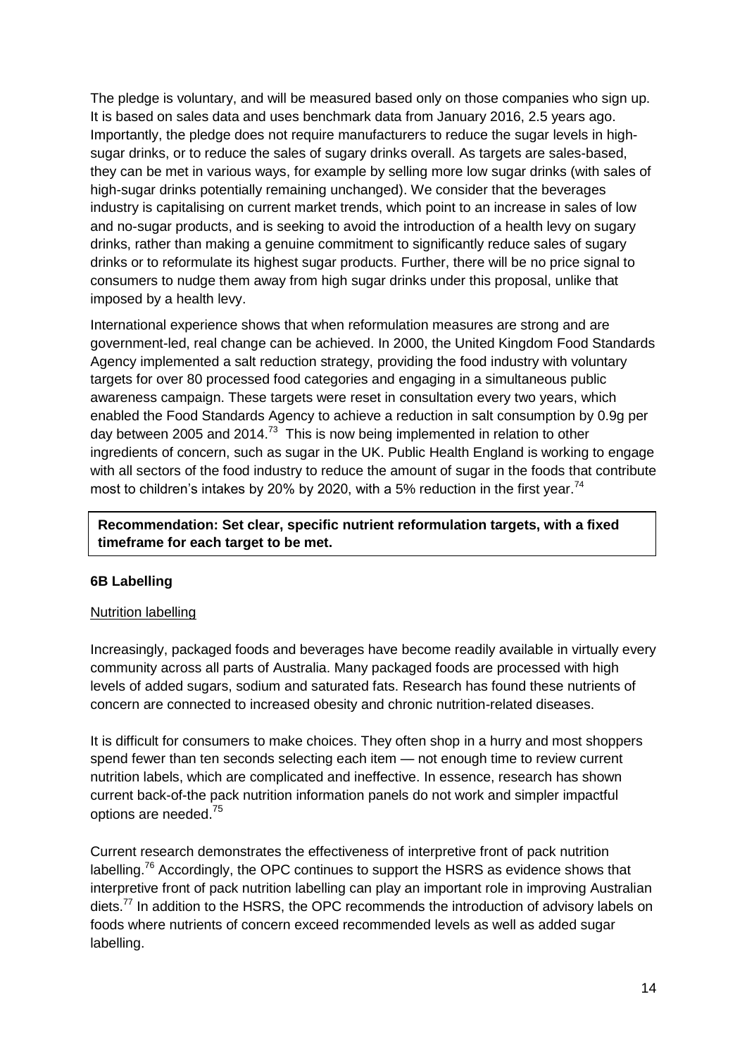The pledge is voluntary, and will be measured based only on those companies who sign up. It is based on sales data and uses benchmark data from January 2016, 2.5 years ago. Importantly, the pledge does not require manufacturers to reduce the sugar levels in high-sugar drinks, or to reduce the sales of sugary drinks overall. As targets are sales-based, they can be met in various ways, for example by selling more low sugar drinks (with sales of high-sugar drinks potentially remaining unchanged). We consider that the beverages industry is capitalising on current market trends, which point to an increase in sales of low and no-sugar products, and is seeking to avoid the introduction of a health levy on sugary drinks, rather than making a genuine commitment to significantly reduce sales of sugary drinks or to reformulate its highest sugar products. Further, there will be no price signal to consumers to nudge them away from high sugar drinks under this proposal, unlike that imposed by a health levy.

International experience shows that when reformulation measures are strong and are government-led, real change can be achieved. In 2000, the United Kingdom Food Standards Agency implemented a salt reduction strategy, providing the food industry with voluntary targets for over 80 processed food categories and engaging in a simultaneous public awareness campaign. These targets were reset in consultation every two years, which enabled the Food Standards Agency to achieve a reduction in salt consumption by 0.9g per day between 2005 and 2014.[73] This is now being implemented in relation to other ingredients of concern, such as sugar in the UK. Public Health England is working to engage with all sectors of the food industry to reduce the amount of sugar in the foods that contribute most to children's intakes by 20% by 2020, with a 5% reduction in the first year.[74]

**Recommendation: Set clear, specific nutrient reformulation targets, with a fixed timeframe for each target to be met.**

### 6B Labelling

Nutrition labelling

Increasingly, packaged foods and beverages have become readily available in virtually every community across all parts of Australia. Many packaged foods are processed with high levels of added sugars, sodium and saturated fats. Research has found these nutrients of concern are connected to increased obesity and chronic nutrition-related diseases.

It is difficult for consumers to make choices. They often shop in a hurry and most shoppers spend fewer than ten seconds selecting each item — not enough time to review current nutrition labels, which are complicated and ineffective. In essence, research has shown current back-of-the pack nutrition information panels do not work and simpler impactful options are needed.[75]

Current research demonstrates the effectiveness of interpretive front of pack nutrition labelling.[76] Accordingly, the OPC continues to support the HSRS as evidence shows that interpretive front of pack nutrition labelling can play an important role in improving Australian diets.[77] In addition to the HSRS, the OPC recommends the introduction of advisory labels on foods where nutrients of concern exceed recommended levels as well as added sugar labelling.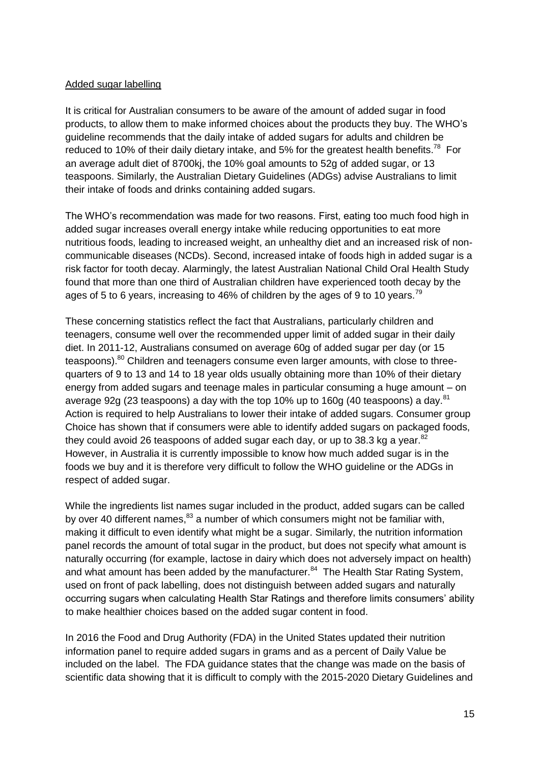Added sugar labelling

It is critical for Australian consumers to be aware of the amount of added sugar in food products, to allow them to make informed choices about the products they buy. The WHO's guideline recommends that the daily intake of added sugars for adults and children be reduced to 10% of their daily dietary intake, and 5% for the greatest health benefits.[78] For an average adult diet of 8700kj, the 10% goal amounts to 52g of added sugar, or 13 teaspoons. Similarly, the Australian Dietary Guidelines (ADGs) advise Australians to limit their intake of foods and drinks containing added sugars.

The WHO's recommendation was made for two reasons. First, eating too much food high in added sugar increases overall energy intake while reducing opportunities to eat more nutritious foods, leading to increased weight, an unhealthy diet and an increased risk of non-communicable diseases (NCDs). Second, increased intake of foods high in added sugar is a risk factor for tooth decay. Alarmingly, the latest Australian National Child Oral Health Study found that more than one third of Australian children have experienced tooth decay by the ages of 5 to 6 years, increasing to 46% of children by the ages of 9 to 10 years.[79]

These concerning statistics reflect the fact that Australians, particularly children and teenagers, consume well over the recommended upper limit of added sugar in their daily diet. In 2011-12, Australians consumed on average 60g of added sugar per day (or 15 teaspoons).[80] Children and teenagers consume even larger amounts, with close to three-quarters of 9 to 13 and 14 to 18 year olds usually obtaining more than 10% of their dietary energy from added sugars and teenage males in particular consuming a huge amount – on average 92g (23 teaspoons) a day with the top 10% up to 160g (40 teaspoons) a day.[81] Action is required to help Australians to lower their intake of added sugars. Consumer group Choice has shown that if consumers were able to identify added sugars on packaged foods, they could avoid 26 teaspoons of added sugar each day, or up to 38.3 kg a year.[82] However, in Australia it is currently impossible to know how much added sugar is in the foods we buy and it is therefore very difficult to follow the WHO guideline or the ADGs in respect of added sugar.

While the ingredients list names sugar included in the product, added sugars can be called by over 40 different names,[83] a number of which consumers might not be familiar with, making it difficult to even identify what might be a sugar. Similarly, the nutrition information panel records the amount of total sugar in the product, but does not specify what amount is naturally occurring (for example, lactose in dairy which does not adversely impact on health) and what amount has been added by the manufacturer.[84] The Health Star Rating System, used on front of pack labelling, does not distinguish between added sugars and naturally occurring sugars when calculating Health Star Ratings and therefore limits consumers' ability to make healthier choices based on the added sugar content in food.

In 2016 the Food and Drug Authority (FDA) in the United States updated their nutrition information panel to require added sugars in grams and as a percent of Daily Value be included on the label. The FDA guidance states that the change was made on the basis of scientific data showing that it is difficult to comply with the 2015-2020 Dietary Guidelines and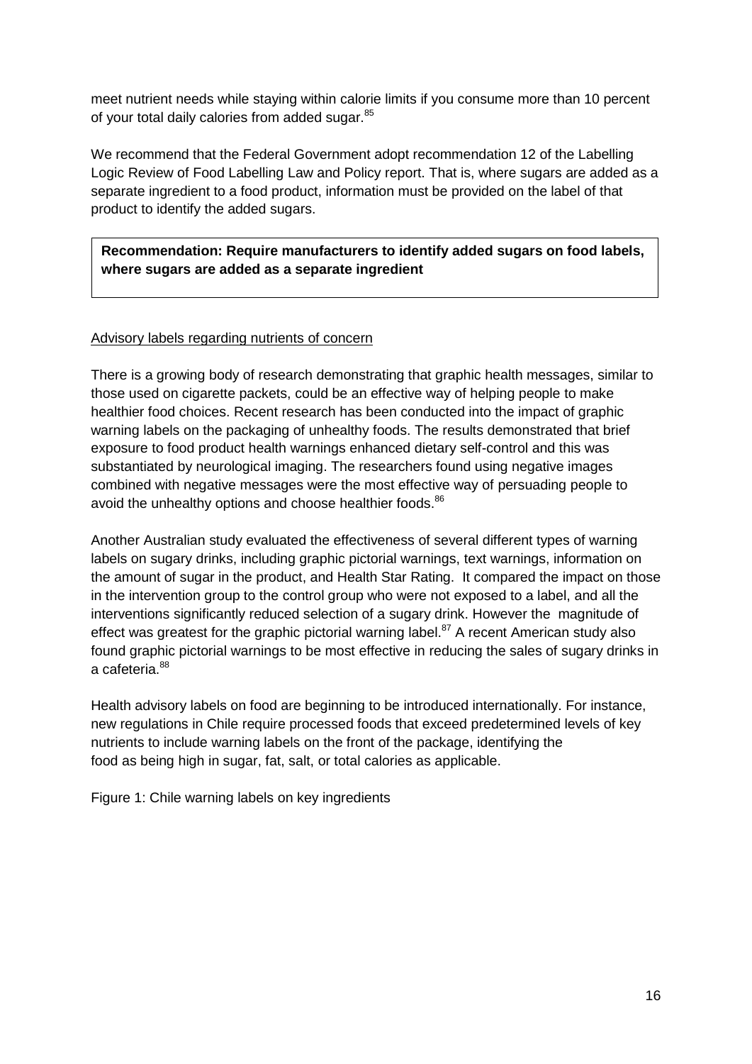meet nutrient needs while staying within calorie limits if you consume more than 10 percent of your total daily calories from added sugar.[85]

We recommend that the Federal Government adopt recommendation 12 of the Labelling Logic Review of Food Labelling Law and Policy report. That is, where sugars are added as a separate ingredient to a food product, information must be provided on the label of that product to identify the added sugars.

**Recommendation: Require manufacturers to identify added sugars on food labels, where sugars are added as a separate ingredient**

Advisory labels regarding nutrients of concern

There is a growing body of research demonstrating that graphic health messages, similar to those used on cigarette packets, could be an effective way of helping people to make healthier food choices. Recent research has been conducted into the impact of graphic warning labels on the packaging of unhealthy foods. The results demonstrated that brief exposure to food product health warnings enhanced dietary self-control and this was substantiated by neurological imaging. The researchers found using negative images combined with negative messages were the most effective way of persuading people to avoid the unhealthy options and choose healthier foods.[86]

Another Australian study evaluated the effectiveness of several different types of warning labels on sugary drinks, including graphic pictorial warnings, text warnings, information on the amount of sugar in the product, and Health Star Rating. It compared the impact on those in the intervention group to the control group who were not exposed to a label, and all the interventions significantly reduced selection of a sugary drink. However the magnitude of effect was greatest for the graphic pictorial warning label.[87] A recent American study also found graphic pictorial warnings to be most effective in reducing the sales of sugary drinks in a cafeteria.[88]

Health advisory labels on food are beginning to be introduced internationally. For instance, new regulations in Chile require processed foods that exceed predetermined levels of key nutrients to include warning labels on the front of the package, identifying the food as being high in sugar, fat, salt, or total calories as applicable.

Figure 1: Chile warning labels on key ingredients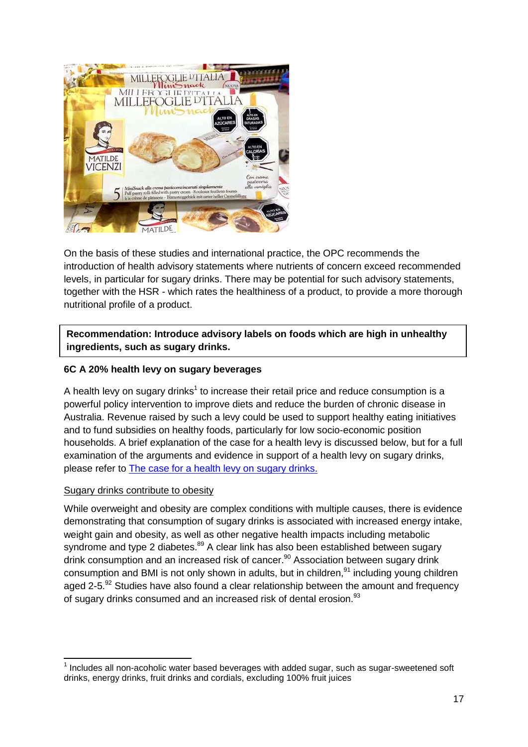On the basis of these studies and international practice, the OPC recommends the introduction of health advisory statements where nutrients of concern exceed recommended levels, in particular for sugary drinks. There may be potential for such advisory statements, together with the HSR - which rates the healthiness of a product, to provide a more thorough nutritional profile of a product.

**Recommendation: Introduce advisory labels on foods which are high in unhealthy ingredients, such as sugary drinks.**

### 6C A 20% health levy on sugary beverages

A health levy on sugary drinks[1] to increase their retail price and reduce consumption is a powerful policy intervention to improve diets and reduce the burden of chronic disease in Australia. Revenue raised by such a levy could be used to support healthy eating initiatives and to fund subsidies on healthy foods, particularly for low socio-economic position households. A brief explanation of the case for a health levy is discussed below, but for a full examination of the arguments and evidence in support of a health levy on sugary drinks, please refer to The case for a health levy on sugary drinks.

#### Sugary drinks contribute to obesity

While overweight and obesity are complex conditions with multiple causes, there is evidence demonstrating that consumption of sugary drinks is associated with increased energy intake, weight gain and obesity, as well as other negative health impacts including metabolic syndrome and type 2 diabetes.[89] A clear link has also been established between sugary drink consumption and an increased risk of cancer.[90] Association between sugary drink consumption and BMI is not only shown in adults, but in children,[91] including young children aged 2-5.[92] Studies have also found a clear relationship between the amount and frequency of sugary drinks consumed and an increased risk of dental erosion.[93]

[1] Includes all non-acoholic water based beverages with added sugar, such as sugar-sweetened soft drinks, energy drinks, fruit drinks and cordials, excluding 100% fruit juices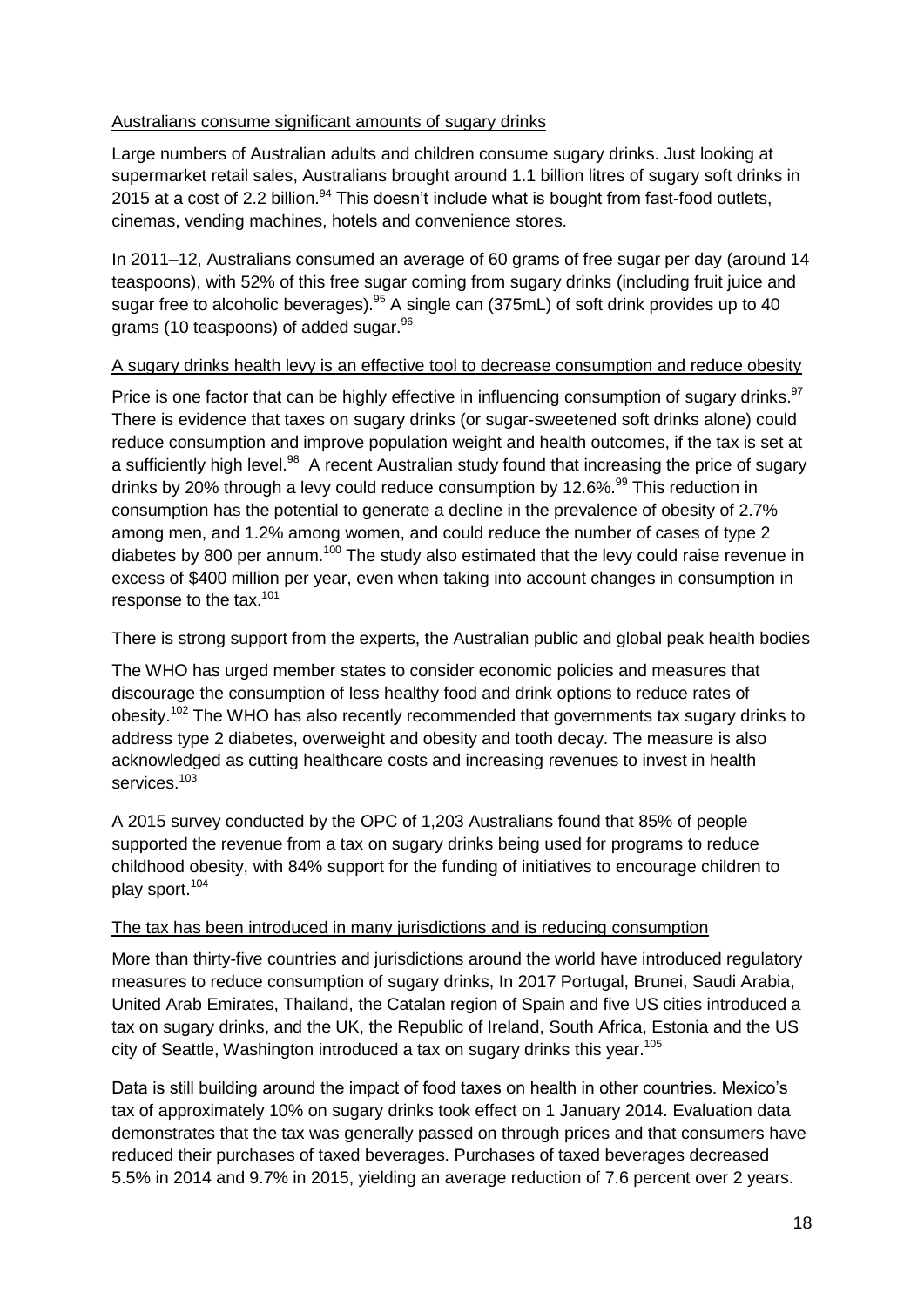Australians consume significant amounts of sugary drinks

Large numbers of Australian adults and children consume sugary drinks. Just looking at supermarket retail sales, Australians brought around 1.1 billion litres of sugary soft drinks in 2015 at a cost of 2.2 billion.[94] This doesn't include what is bought from fast-food outlets, cinemas, vending machines, hotels and convenience stores.

In 2011–12, Australians consumed an average of 60 grams of free sugar per day (around 14 teaspoons), with 52% of this free sugar coming from sugary drinks (including fruit juice and sugar free to alcoholic beverages).[95] A single can (375mL) of soft drink provides up to 40 grams (10 teaspoons) of added sugar.[96]

A sugary drinks health levy is an effective tool to decrease consumption and reduce obesity

Price is one factor that can be highly effective in influencing consumption of sugary drinks.[97] There is evidence that taxes on sugary drinks (or sugar-sweetened soft drinks alone) could reduce consumption and improve population weight and health outcomes, if the tax is set at a sufficiently high level.[98] A recent Australian study found that increasing the price of sugary drinks by 20% through a levy could reduce consumption by 12.6%.[99] This reduction in consumption has the potential to generate a decline in the prevalence of obesity of 2.7% among men, and 1.2% among women, and could reduce the number of cases of type 2 diabetes by 800 per annum.[100] The study also estimated that the levy could raise revenue in excess of $400 million per year, even when taking into account changes in consumption in response to the tax.[101]

There is strong support from the experts, the Australian public and global peak health bodies

The WHO has urged member states to consider economic policies and measures that discourage the consumption of less healthy food and drink options to reduce rates of obesity.[102] The WHO has also recently recommended that governments tax sugary drinks to address type 2 diabetes, overweight and obesity and tooth decay. The measure is also acknowledged as cutting healthcare costs and increasing revenues to invest in health services.[103]

A 2015 survey conducted by the OPC of 1,203 Australians found that 85% of people supported the revenue from a tax on sugary drinks being used for programs to reduce childhood obesity, with 84% support for the funding of initiatives to encourage children to play sport.[104]

The tax has been introduced in many jurisdictions and is reducing consumption

More than thirty-five countries and jurisdictions around the world have introduced regulatory measures to reduce consumption of sugary drinks, In 2017 Portugal, Brunei, Saudi Arabia, United Arab Emirates, Thailand, the Catalan region of Spain and five US cities introduced a tax on sugary drinks, and the UK, the Republic of Ireland, South Africa, Estonia and the US city of Seattle, Washington introduced a tax on sugary drinks this year.[105]

Data is still building around the impact of food taxes on health in other countries. Mexico's tax of approximately 10% on sugary drinks took effect on 1 January 2014. Evaluation data demonstrates that the tax was generally passed on through prices and that consumers have reduced their purchases of taxed beverages. Purchases of taxed beverages decreased 5.5% in 2014 and 9.7% in 2015, yielding an average reduction of 7.6 percent over 2 years.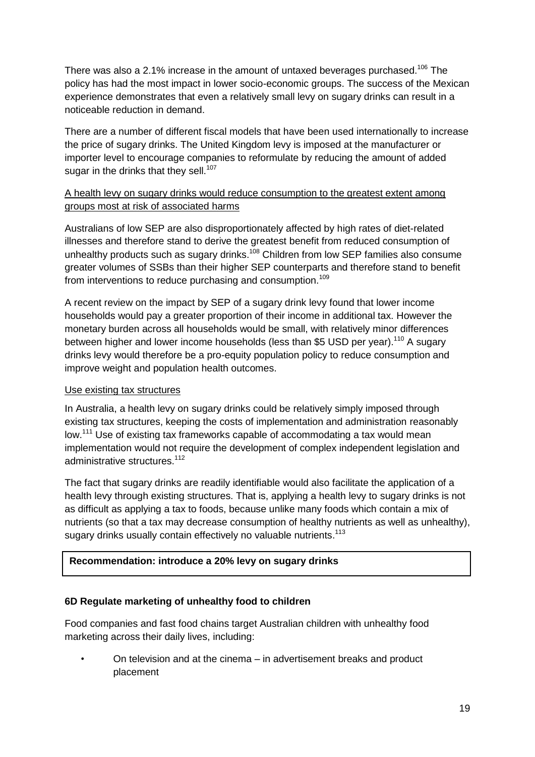There was also a 2.1% increase in the amount of untaxed beverages purchased.[106] The policy has had the most impact in lower socio-economic groups. The success of the Mexican experience demonstrates that even a relatively small levy on sugary drinks can result in a noticeable reduction in demand.

There are a number of different fiscal models that have been used internationally to increase the price of sugary drinks. The United Kingdom levy is imposed at the manufacturer or importer level to encourage companies to reformulate by reducing the amount of added sugar in the drinks that they sell.[107]

<u>A health levy on sugary drinks would reduce consumption to the greatest extent among groups most at risk of associated harms</u>

Australians of low SEP are also disproportionately affected by high rates of diet-related illnesses and therefore stand to derive the greatest benefit from reduced consumption of unhealthy products such as sugary drinks.[108] Children from low SEP families also consume greater volumes of SSBs than their higher SEP counterparts and therefore stand to benefit from interventions to reduce purchasing and consumption.[109]

A recent review on the impact by SEP of a sugary drink levy found that lower income households would pay a greater proportion of their income in additional tax. However the monetary burden across all households would be small, with relatively minor differences between higher and lower income households (less than $5 USD per year).[110] A sugary drinks levy would therefore be a pro-equity population policy to reduce consumption and improve weight and population health outcomes.

<u>Use existing tax structures</u>

In Australia, a health levy on sugary drinks could be relatively simply imposed through existing tax structures, keeping the costs of implementation and administration reasonably low.[111] Use of existing tax frameworks capable of accommodating a tax would mean implementation would not require the development of complex independent legislation and administrative structures.[112]

The fact that sugary drinks are readily identifiable would also facilitate the application of a health levy through existing structures. That is, applying a health levy to sugary drinks is not as difficult as applying a tax to foods, because unlike many foods which contain a mix of nutrients (so that a tax may decrease consumption of healthy nutrients as well as unhealthy), sugary drinks usually contain effectively no valuable nutrients.[113]

**Recommendation: introduce a 20% levy on sugary drinks**

**6D Regulate marketing of unhealthy food to children**

Food companies and fast food chains target Australian children with unhealthy food marketing across their daily lives, including:

- On television and at the cinema – in advertisement breaks and product placement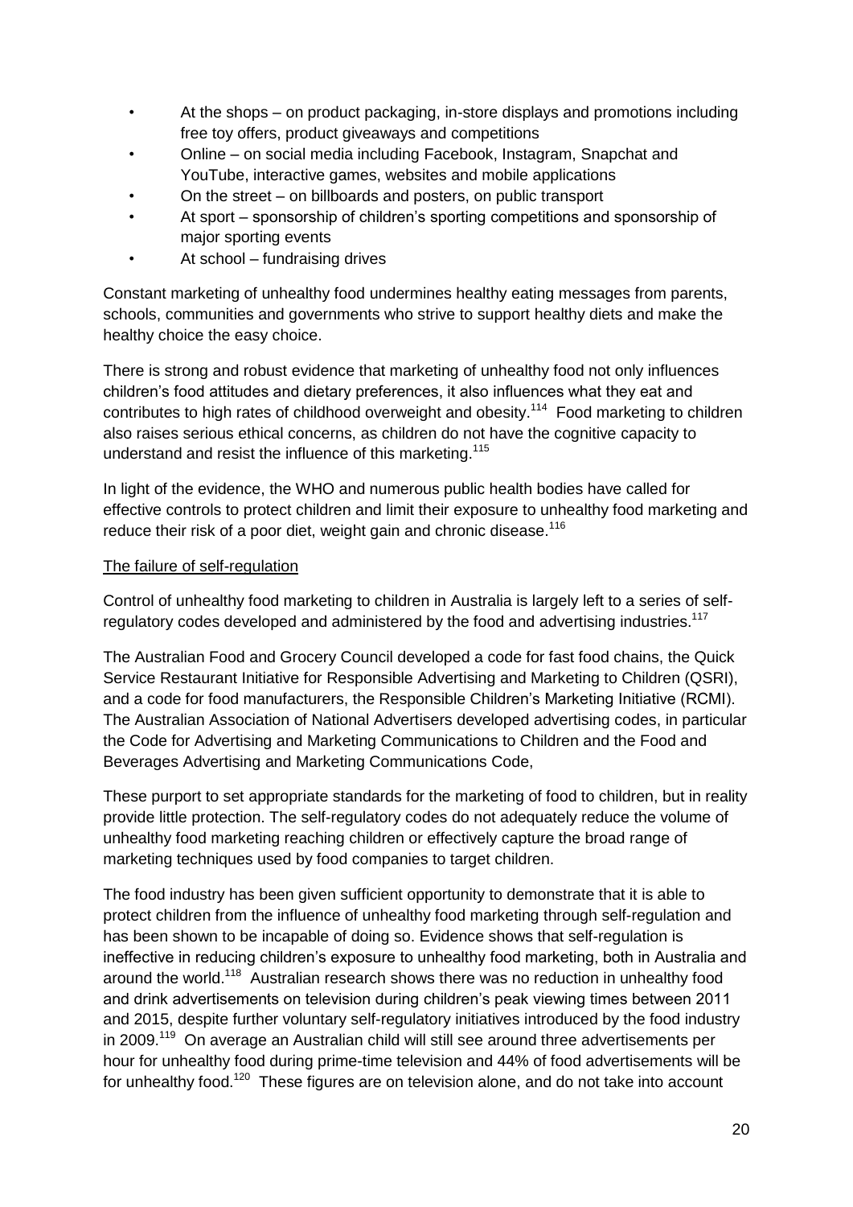- At the shops – on product packaging, in-store displays and promotions including free toy offers, product giveaways and competitions
- Online – on social media including Facebook, Instagram, Snapchat and YouTube, interactive games, websites and mobile applications
- On the street – on billboards and posters, on public transport
- At sport – sponsorship of children's sporting competitions and sponsorship of major sporting events
- At school – fundraising drives

Constant marketing of unhealthy food undermines healthy eating messages from parents, schools, communities and governments who strive to support healthy diets and make the healthy choice the easy choice.

There is strong and robust evidence that marketing of unhealthy food not only influences children's food attitudes and dietary preferences, it also influences what they eat and contributes to high rates of childhood overweight and obesity.[114] Food marketing to children also raises serious ethical concerns, as children do not have the cognitive capacity to understand and resist the influence of this marketing.[115]

In light of the evidence, the WHO and numerous public health bodies have called for effective controls to protect children and limit their exposure to unhealthy food marketing and reduce their risk of a poor diet, weight gain and chronic disease.[116]

<u>The failure of self-regulation</u>

Control of unhealthy food marketing to children in Australia is largely left to a series of self-regulatory codes developed and administered by the food and advertising industries.[117]

The Australian Food and Grocery Council developed a code for fast food chains, the Quick Service Restaurant Initiative for Responsible Advertising and Marketing to Children (QSRI), and a code for food manufacturers, the Responsible Children's Marketing Initiative (RCMI). The Australian Association of National Advertisers developed advertising codes, in particular the Code for Advertising and Marketing Communications to Children and the Food and Beverages Advertising and Marketing Communications Code,

These purport to set appropriate standards for the marketing of food to children, but in reality provide little protection. The self-regulatory codes do not adequately reduce the volume of unhealthy food marketing reaching children or effectively capture the broad range of marketing techniques used by food companies to target children.

The food industry has been given sufficient opportunity to demonstrate that it is able to protect children from the influence of unhealthy food marketing through self-regulation and has been shown to be incapable of doing so. Evidence shows that self-regulation is ineffective in reducing children's exposure to unhealthy food marketing, both in Australia and around the world.[118] Australian research shows there was no reduction in unhealthy food and drink advertisements on television during children's peak viewing times between 2011 and 2015, despite further voluntary self-regulatory initiatives introduced by the food industry in 2009.[119] On average an Australian child will still see around three advertisements per hour for unhealthy food during prime-time television and 44% of food advertisements will be for unhealthy food.[120] These figures are on television alone, and do not take into account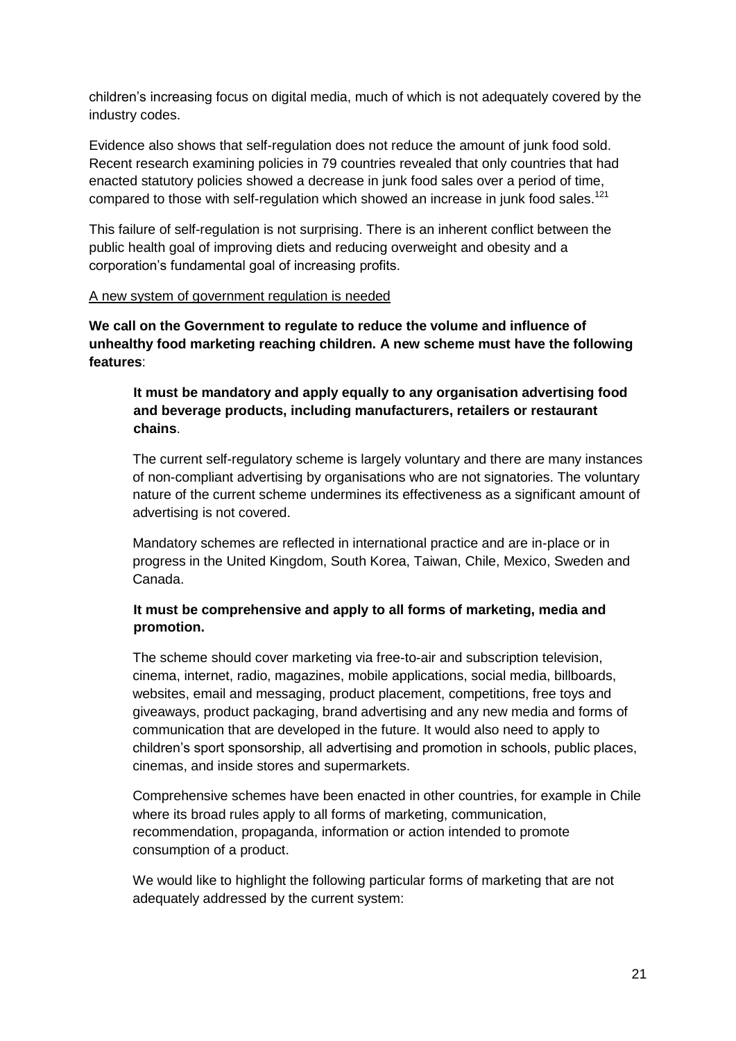children's increasing focus on digital media, much of which is not adequately covered by the industry codes.

Evidence also shows that self-regulation does not reduce the amount of junk food sold. Recent research examining policies in 79 countries revealed that only countries that had enacted statutory policies showed a decrease in junk food sales over a period of time, compared to those with self-regulation which showed an increase in junk food sales.[121]

This failure of self-regulation is not surprising. There is an inherent conflict between the public health goal of improving diets and reducing overweight and obesity and a corporation's fundamental goal of increasing profits.

<u>A new system of government regulation is needed</u>

**We call on the Government to regulate to reduce the volume and influence of unhealthy food marketing reaching children. A new scheme must have the following features**:

**It must be mandatory and apply equally to any organisation advertising food and beverage products, including manufacturers, retailers or restaurant chains**.

The current self-regulatory scheme is largely voluntary and there are many instances of non-compliant advertising by organisations who are not signatories. The voluntary nature of the current scheme undermines its effectiveness as a significant amount of advertising is not covered.

Mandatory schemes are reflected in international practice and are in-place or in progress in the United Kingdom, South Korea, Taiwan, Chile, Mexico, Sweden and Canada.

**It must be comprehensive and apply to all forms of marketing, media and promotion.**

The scheme should cover marketing via free-to-air and subscription television, cinema, internet, radio, magazines, mobile applications, social media, billboards, websites, email and messaging, product placement, competitions, free toys and giveaways, product packaging, brand advertising and any new media and forms of communication that are developed in the future. It would also need to apply to children's sport sponsorship, all advertising and promotion in schools, public places, cinemas, and inside stores and supermarkets.

Comprehensive schemes have been enacted in other countries, for example in Chile where its broad rules apply to all forms of marketing, communication, recommendation, propaganda, information or action intended to promote consumption of a product.

We would like to highlight the following particular forms of marketing that are not adequately addressed by the current system: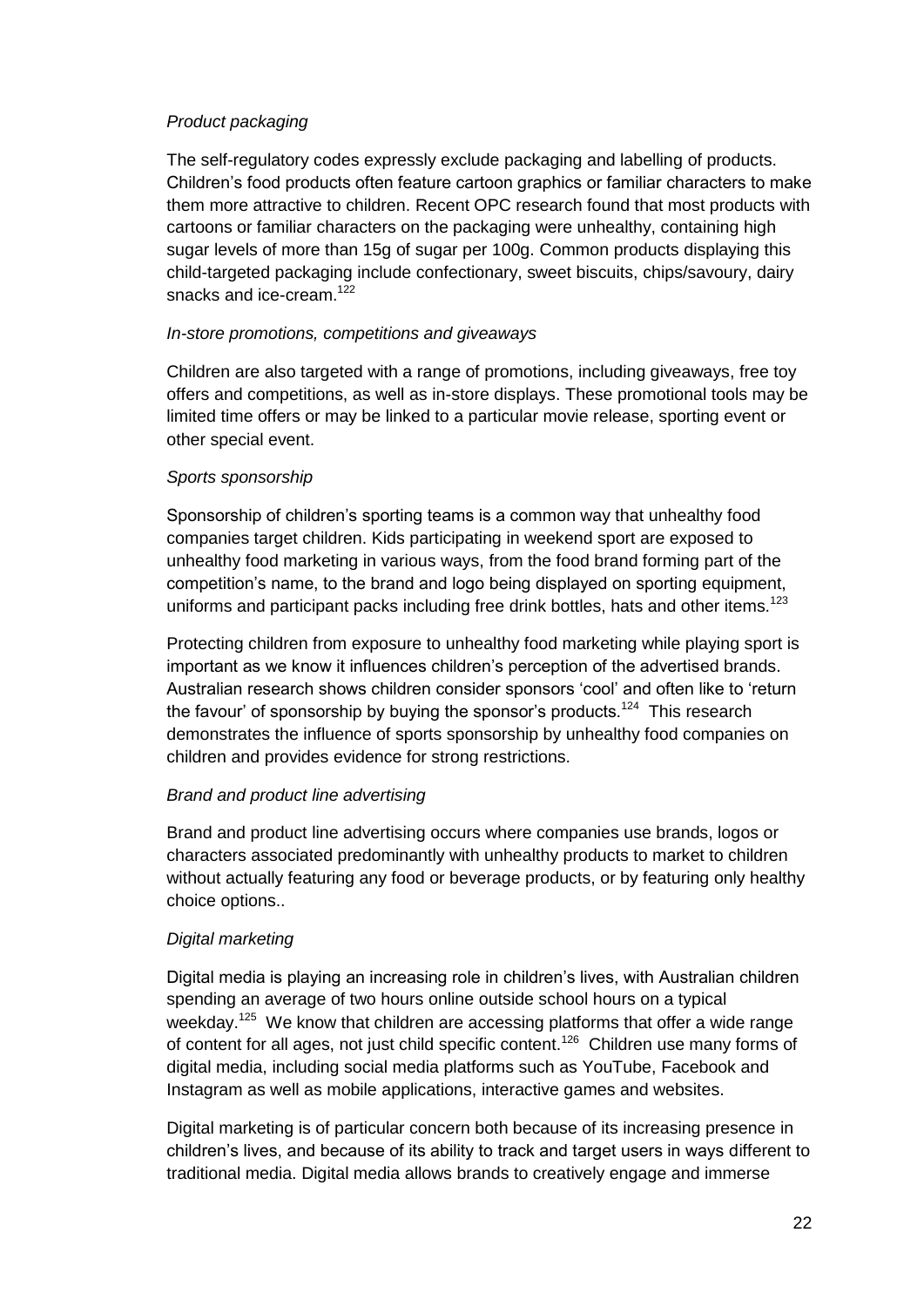*Product packaging*

The self-regulatory codes expressly exclude packaging and labelling of products. Children's food products often feature cartoon graphics or familiar characters to make them more attractive to children. Recent OPC research found that most products with cartoons or familiar characters on the packaging were unhealthy, containing high sugar levels of more than 15g of sugar per 100g. Common products displaying this child-targeted packaging include confectionary, sweet biscuits, chips/savoury, dairy snacks and ice-cream.[122]

*In-store promotions, competitions and giveaways*

Children are also targeted with a range of promotions, including giveaways, free toy offers and competitions, as well as in-store displays. These promotional tools may be limited time offers or may be linked to a particular movie release, sporting event or other special event.

*Sports sponsorship*

Sponsorship of children's sporting teams is a common way that unhealthy food companies target children. Kids participating in weekend sport are exposed to unhealthy food marketing in various ways, from the food brand forming part of the competition's name, to the brand and logo being displayed on sporting equipment, uniforms and participant packs including free drink bottles, hats and other items.[123]

Protecting children from exposure to unhealthy food marketing while playing sport is important as we know it influences children's perception of the advertised brands. Australian research shows children consider sponsors 'cool' and often like to 'return the favour' of sponsorship by buying the sponsor's products.[124] This research demonstrates the influence of sports sponsorship by unhealthy food companies on children and provides evidence for strong restrictions.

*Brand and product line advertising*

Brand and product line advertising occurs where companies use brands, logos or characters associated predominantly with unhealthy products to market to children without actually featuring any food or beverage products, or by featuring only healthy choice options..

*Digital marketing*

Digital media is playing an increasing role in children's lives, with Australian children spending an average of two hours online outside school hours on a typical weekday.[125] We know that children are accessing platforms that offer a wide range of content for all ages, not just child specific content.[126] Children use many forms of digital media, including social media platforms such as YouTube, Facebook and Instagram as well as mobile applications, interactive games and websites.

Digital marketing is of particular concern both because of its increasing presence in children's lives, and because of its ability to track and target users in ways different to traditional media. Digital media allows brands to creatively engage and immerse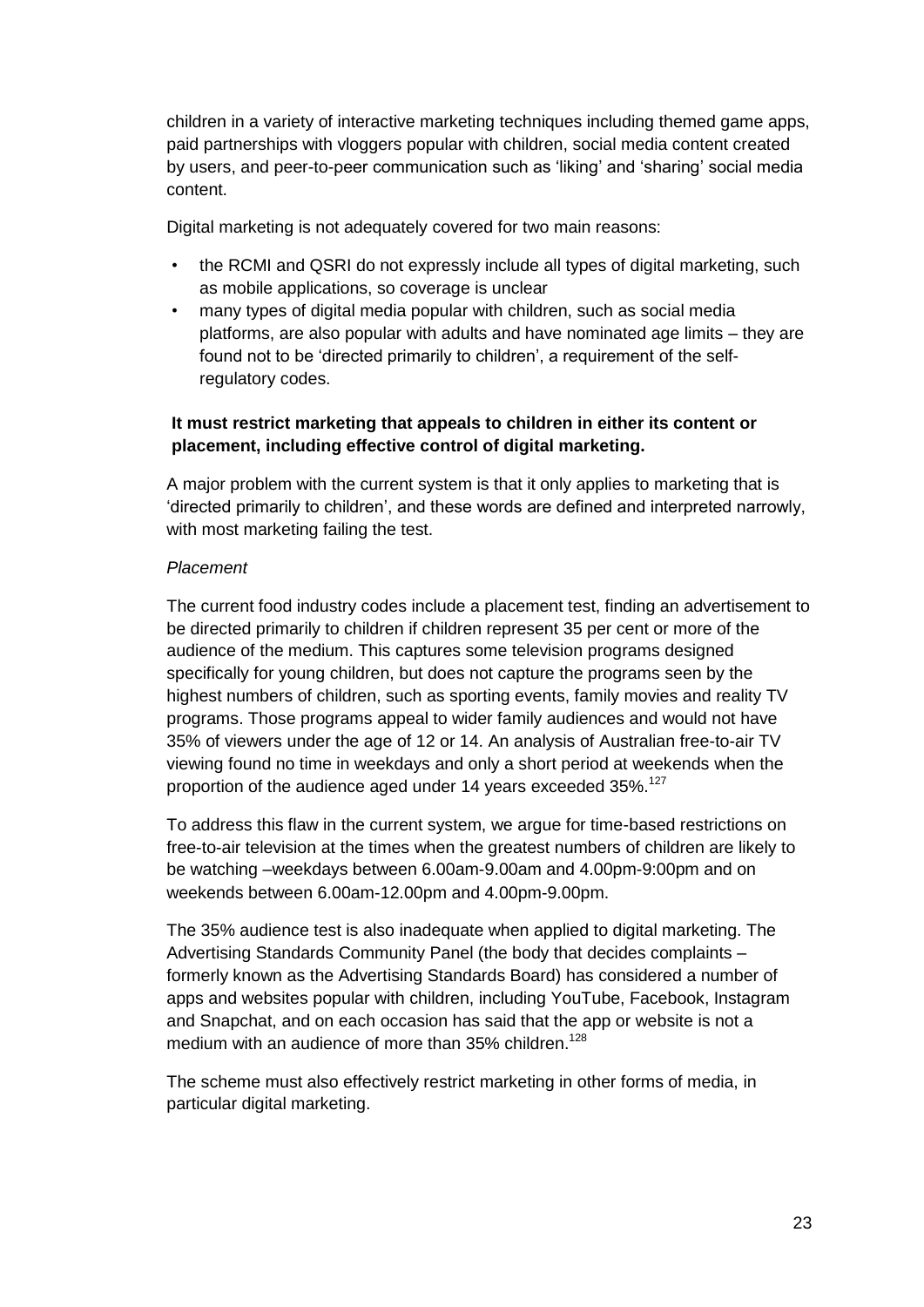children in a variety of interactive marketing techniques including themed game apps, paid partnerships with vloggers popular with children, social media content created by users, and peer-to-peer communication such as 'liking' and 'sharing' social media content.

Digital marketing is not adequately covered for two main reasons:

- the RCMI and QSRI do not expressly include all types of digital marketing, such as mobile applications, so coverage is unclear
- many types of digital media popular with children, such as social media platforms, are also popular with adults and have nominated age limits – they are found not to be 'directed primarily to children', a requirement of the self-regulatory codes.

**It must restrict marketing that appeals to children in either its content or placement, including effective control of digital marketing.**

A major problem with the current system is that it only applies to marketing that is 'directed primarily to children', and these words are defined and interpreted narrowly, with most marketing failing the test.

*Placement*

The current food industry codes include a placement test, finding an advertisement to be directed primarily to children if children represent 35 per cent or more of the audience of the medium. This captures some television programs designed specifically for young children, but does not capture the programs seen by the highest numbers of children, such as sporting events, family movies and reality TV programs. Those programs appeal to wider family audiences and would not have 35% of viewers under the age of 12 or 14. An analysis of Australian free-to-air TV viewing found no time in weekdays and only a short period at weekends when the proportion of the audience aged under 14 years exceeded 35%.[127]

To address this flaw in the current system, we argue for time-based restrictions on free-to-air television at the times when the greatest numbers of children are likely to be watching –weekdays between 6.00am-9.00am and 4.00pm-9:00pm and on weekends between 6.00am-12.00pm and 4.00pm-9.00pm.

The 35% audience test is also inadequate when applied to digital marketing. The Advertising Standards Community Panel (the body that decides complaints – formerly known as the Advertising Standards Board) has considered a number of apps and websites popular with children, including YouTube, Facebook, Instagram and Snapchat, and on each occasion has said that the app or website is not a medium with an audience of more than 35% children.[128]

The scheme must also effectively restrict marketing in other forms of media, in particular digital marketing.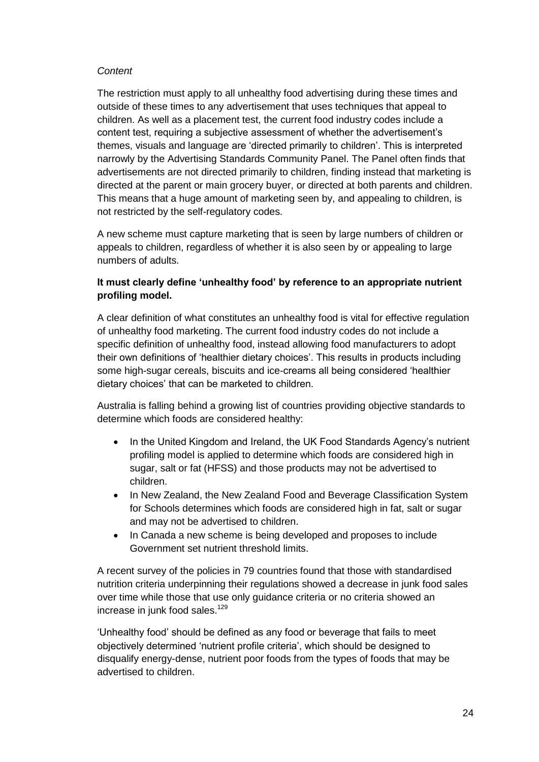*Content*

The restriction must apply to all unhealthy food advertising during these times and outside of these times to any advertisement that uses techniques that appeal to children. As well as a placement test, the current food industry codes include a content test, requiring a subjective assessment of whether the advertisement's themes, visuals and language are 'directed primarily to children'. This is interpreted narrowly by the Advertising Standards Community Panel. The Panel often finds that advertisements are not directed primarily to children, finding instead that marketing is directed at the parent or main grocery buyer, or directed at both parents and children. This means that a huge amount of marketing seen by, and appealing to children, is not restricted by the self-regulatory codes.

A new scheme must capture marketing that is seen by large numbers of children or appeals to children, regardless of whether it is also seen by or appealing to large numbers of adults.

**It must clearly define 'unhealthy food' by reference to an appropriate nutrient profiling model.**

A clear definition of what constitutes an unhealthy food is vital for effective regulation of unhealthy food marketing. The current food industry codes do not include a specific definition of unhealthy food, instead allowing food manufacturers to adopt their own definitions of 'healthier dietary choices'. This results in products including some high-sugar cereals, biscuits and ice-creams all being considered 'healthier dietary choices' that can be marketed to children.

Australia is falling behind a growing list of countries providing objective standards to determine which foods are considered healthy:

- In the United Kingdom and Ireland, the UK Food Standards Agency's nutrient profiling model is applied to determine which foods are considered high in sugar, salt or fat (HFSS) and those products may not be advertised to children.
- In New Zealand, the New Zealand Food and Beverage Classification System for Schools determines which foods are considered high in fat, salt or sugar and may not be advertised to children.
- In Canada a new scheme is being developed and proposes to include Government set nutrient threshold limits.

A recent survey of the policies in 79 countries found that those with standardised nutrition criteria underpinning their regulations showed a decrease in junk food sales over time while those that use only guidance criteria or no criteria showed an increase in junk food sales.[129]

'Unhealthy food' should be defined as any food or beverage that fails to meet objectively determined 'nutrient profile criteria', which should be designed to disqualify energy-dense, nutrient poor foods from the types of foods that may be advertised to children.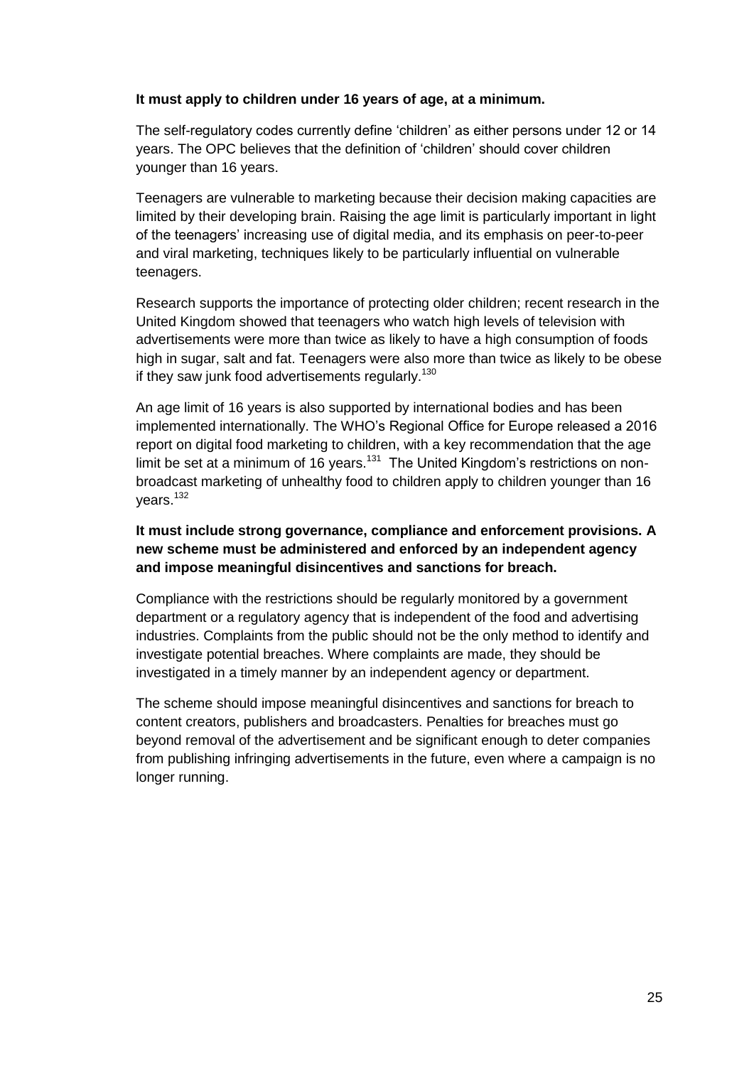**It must apply to children under 16 years of age, at a minimum.**

The self-regulatory codes currently define 'children' as either persons under 12 or 14 years. The OPC believes that the definition of 'children' should cover children younger than 16 years.

Teenagers are vulnerable to marketing because their decision making capacities are limited by their developing brain. Raising the age limit is particularly important in light of the teenagers' increasing use of digital media, and its emphasis on peer-to-peer and viral marketing, techniques likely to be particularly influential on vulnerable teenagers.

Research supports the importance of protecting older children; recent research in the United Kingdom showed that teenagers who watch high levels of television with advertisements were more than twice as likely to have a high consumption of foods high in sugar, salt and fat. Teenagers were also more than twice as likely to be obese if they saw junk food advertisements regularly.[130]

An age limit of 16 years is also supported by international bodies and has been implemented internationally. The WHO's Regional Office for Europe released a 2016 report on digital food marketing to children, with a key recommendation that the age limit be set at a minimum of 16 years.[131] The United Kingdom's restrictions on non-broadcast marketing of unhealthy food to children apply to children younger than 16 years.[132]

**It must include strong governance, compliance and enforcement provisions. A new scheme must be administered and enforced by an independent agency and impose meaningful disincentives and sanctions for breach.**

Compliance with the restrictions should be regularly monitored by a government department or a regulatory agency that is independent of the food and advertising industries. Complaints from the public should not be the only method to identify and investigate potential breaches. Where complaints are made, they should be investigated in a timely manner by an independent agency or department.

The scheme should impose meaningful disincentives and sanctions for breach to content creators, publishers and broadcasters. Penalties for breaches must go beyond removal of the advertisement and be significant enough to deter companies from publishing infringing advertisements in the future, even where a campaign is no longer running.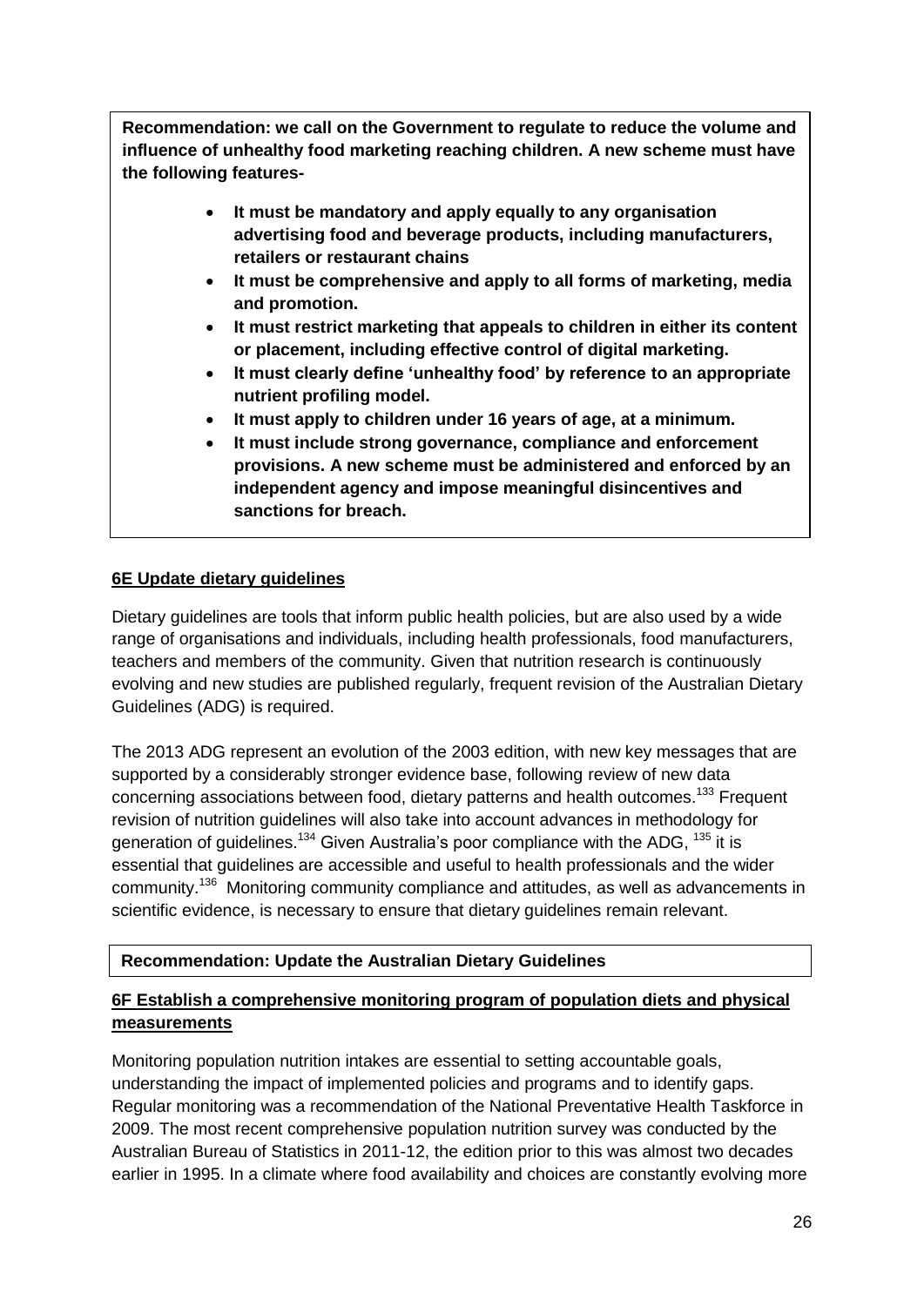**Recommendation: we call on the Government to regulate to reduce the volume and influence of unhealthy food marketing reaching children. A new scheme must have the following features-**

- **It must be mandatory and apply equally to any organisation advertising food and beverage products, including manufacturers, retailers or restaurant chains**
- **It must be comprehensive and apply to all forms of marketing, media and promotion.**
- **It must restrict marketing that appeals to children in either its content or placement, including effective control of digital marketing.**
- **It must clearly define 'unhealthy food' by reference to an appropriate nutrient profiling model.**
- **It must apply to children under 16 years of age, at a minimum.**
- **It must include strong governance, compliance and enforcement provisions. A new scheme must be administered and enforced by an independent agency and impose meaningful disincentives and sanctions for breach.**

## 6E Update dietary guidelines

Dietary guidelines are tools that inform public health policies, but are also used by a wide range of organisations and individuals, including health professionals, food manufacturers, teachers and members of the community. Given that nutrition research is continuously evolving and new studies are published regularly, frequent revision of the Australian Dietary Guidelines (ADG) is required.

The 2013 ADG represent an evolution of the 2003 edition, with new key messages that are supported by a considerably stronger evidence base, following review of new data concerning associations between food, dietary patterns and health outcomes.[133] Frequent revision of nutrition guidelines will also take into account advances in methodology for generation of guidelines.[134] Given Australia's poor compliance with the ADG, [135] it is essential that guidelines are accessible and useful to health professionals and the wider community.[136] Monitoring community compliance and attitudes, as well as advancements in scientific evidence, is necessary to ensure that dietary guidelines remain relevant.

**Recommendation: Update the Australian Dietary Guidelines**

## 6F Establish a comprehensive monitoring program of population diets and physical measurements

Monitoring population nutrition intakes are essential to setting accountable goals, understanding the impact of implemented policies and programs and to identify gaps. Regular monitoring was a recommendation of the National Preventative Health Taskforce in 2009. The most recent comprehensive population nutrition survey was conducted by the Australian Bureau of Statistics in 2011-12, the edition prior to this was almost two decades earlier in 1995. In a climate where food availability and choices are constantly evolving more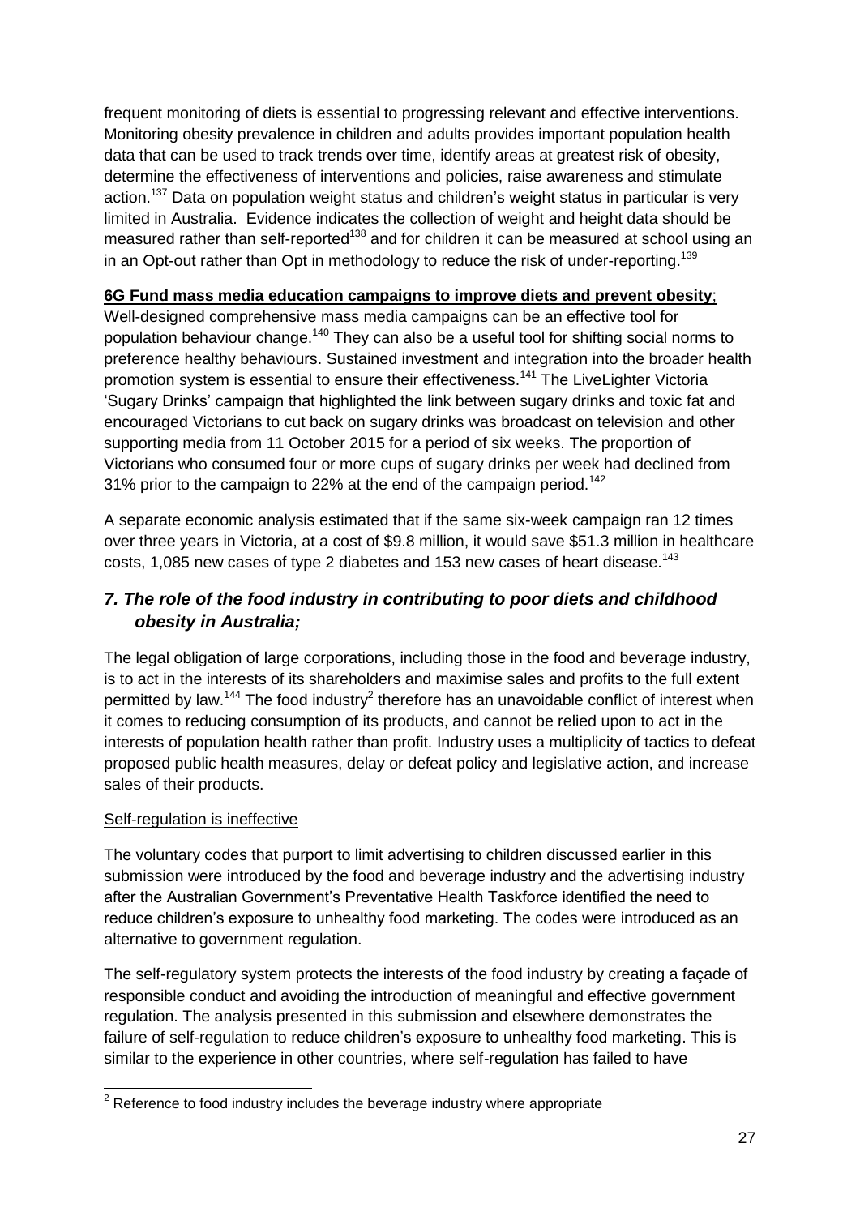frequent monitoring of diets is essential to progressing relevant and effective interventions. Monitoring obesity prevalence in children and adults provides important population health data that can be used to track trends over time, identify areas at greatest risk of obesity, determine the effectiveness of interventions and policies, raise awareness and stimulate action.[137] Data on population weight status and children's weight status in particular is very limited in Australia. Evidence indicates the collection of weight and height data should be measured rather than self-reported[138] and for children it can be measured at school using an in an Opt-out rather than Opt in methodology to reduce the risk of under-reporting.[139]

**6G Fund mass media education campaigns to improve diets and prevent obesity**;

Well-designed comprehensive mass media campaigns can be an effective tool for population behaviour change.[140] They can also be a useful tool for shifting social norms to preference healthy behaviours. Sustained investment and integration into the broader health promotion system is essential to ensure their effectiveness.[141] The LiveLighter Victoria 'Sugary Drinks' campaign that highlighted the link between sugary drinks and toxic fat and encouraged Victorians to cut back on sugary drinks was broadcast on television and other supporting media from 11 October 2015 for a period of six weeks. The proportion of Victorians who consumed four or more cups of sugary drinks per week had declined from 31% prior to the campaign to 22% at the end of the campaign period.[142]

A separate economic analysis estimated that if the same six-week campaign ran 12 times over three years in Victoria, at a cost of $9.8 million, it would save $51.3 million in healthcare costs, 1,085 new cases of type 2 diabetes and 153 new cases of heart disease.[143]

## *7. The role of the food industry in contributing to poor diets and childhood obesity in Australia;*

The legal obligation of large corporations, including those in the food and beverage industry, is to act in the interests of its shareholders and maximise sales and profits to the full extent permitted by law.[144] The food industry[2] therefore has an unavoidable conflict of interest when it comes to reducing consumption of its products, and cannot be relied upon to act in the interests of population health rather than profit. Industry uses a multiplicity of tactics to defeat proposed public health measures, delay or defeat policy and legislative action, and increase sales of their products.

Self-regulation is ineffective

The voluntary codes that purport to limit advertising to children discussed earlier in this submission were introduced by the food and beverage industry and the advertising industry after the Australian Government's Preventative Health Taskforce identified the need to reduce children's exposure to unhealthy food marketing. The codes were introduced as an alternative to government regulation.

The self-regulatory system protects the interests of the food industry by creating a façade of responsible conduct and avoiding the introduction of meaningful and effective government regulation. The analysis presented in this submission and elsewhere demonstrates the failure of self-regulation to reduce children's exposure to unhealthy food marketing. This is similar to the experience in other countries, where self-regulation has failed to have

[2] Reference to food industry includes the beverage industry where appropriate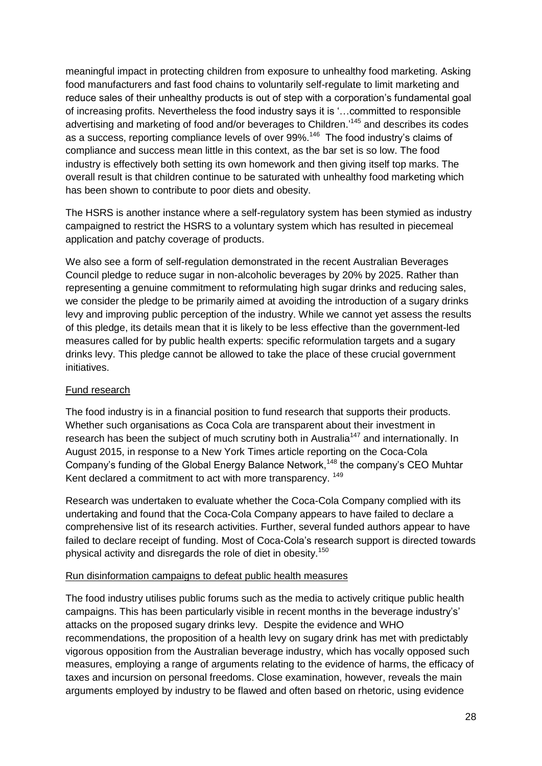meaningful impact in protecting children from exposure to unhealthy food marketing. Asking food manufacturers and fast food chains to voluntarily self-regulate to limit marketing and reduce sales of their unhealthy products is out of step with a corporation's fundamental goal of increasing profits. Nevertheless the food industry says it is '…committed to responsible advertising and marketing of food and/or beverages to Children.'[145] and describes its codes as a success, reporting compliance levels of over 99%.[146] The food industry's claims of compliance and success mean little in this context, as the bar set is so low. The food industry is effectively both setting its own homework and then giving itself top marks. The overall result is that children continue to be saturated with unhealthy food marketing which has been shown to contribute to poor diets and obesity.

The HSRS is another instance where a self-regulatory system has been stymied as industry campaigned to restrict the HSRS to a voluntary system which has resulted in piecemeal application and patchy coverage of products.

We also see a form of self-regulation demonstrated in the recent Australian Beverages Council pledge to reduce sugar in non-alcoholic beverages by 20% by 2025. Rather than representing a genuine commitment to reformulating high sugar drinks and reducing sales, we consider the pledge to be primarily aimed at avoiding the introduction of a sugary drinks levy and improving public perception of the industry. While we cannot yet assess the results of this pledge, its details mean that it is likely to be less effective than the government-led measures called for by public health experts: specific reformulation targets and a sugary drinks levy. This pledge cannot be allowed to take the place of these crucial government initiatives.

Fund research

The food industry is in a financial position to fund research that supports their products. Whether such organisations as Coca Cola are transparent about their investment in research has been the subject of much scrutiny both in Australia[147] and internationally. In August 2015, in response to a New York Times article reporting on the Coca-Cola Company's funding of the Global Energy Balance Network,[148] the company's CEO Muhtar Kent declared a commitment to act with more transparency. [149]

Research was undertaken to evaluate whether the Coca-Cola Company complied with its undertaking and found that the Coca-Cola Company appears to have failed to declare a comprehensive list of its research activities. Further, several funded authors appear to have failed to declare receipt of funding. Most of Coca-Cola's research support is directed towards physical activity and disregards the role of diet in obesity.[150]

Run disinformation campaigns to defeat public health measures

The food industry utilises public forums such as the media to actively critique public health campaigns. This has been particularly visible in recent months in the beverage industry's' attacks on the proposed sugary drinks levy. Despite the evidence and WHO recommendations, the proposition of a health levy on sugary drink has met with predictably vigorous opposition from the Australian beverage industry, which has vocally opposed such measures, employing a range of arguments relating to the evidence of harms, the efficacy of taxes and incursion on personal freedoms. Close examination, however, reveals the main arguments employed by industry to be flawed and often based on rhetoric, using evidence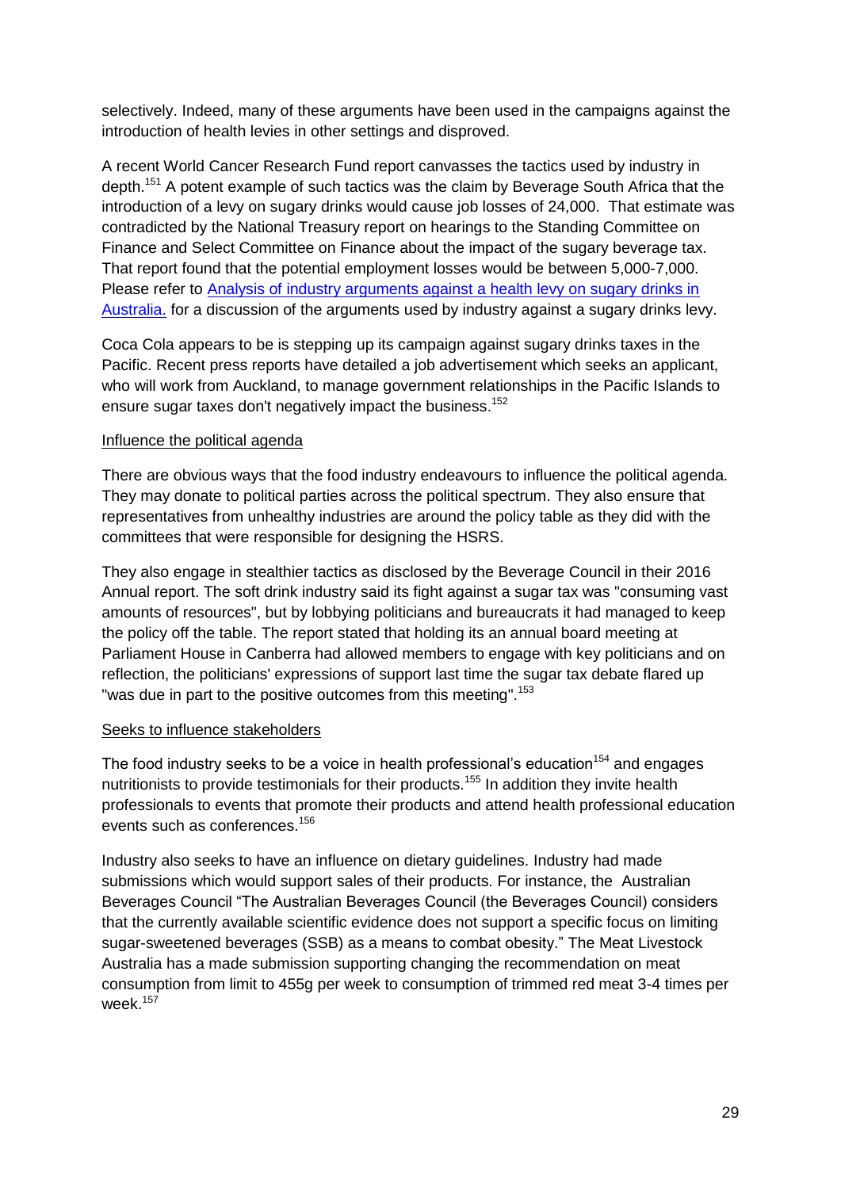selectively. Indeed, many of these arguments have been used in the campaigns against the introduction of health levies in other settings and disproved.

A recent World Cancer Research Fund report canvasses the tactics used by industry in depth.[151] A potent example of such tactics was the claim by Beverage South Africa that the introduction of a levy on sugary drinks would cause job losses of 24,000. That estimate was contradicted by the National Treasury report on hearings to the Standing Committee on Finance and Select Committee on Finance about the impact of the sugary beverage tax. That report found that the potential employment losses would be between 5,000-7,000. Please refer to [Analysis of industry arguments against a health levy on sugary drinks in Australia.]() for a discussion of the arguments used by industry against a sugary drinks levy.

Coca Cola appears to be is stepping up its campaign against sugary drinks taxes in the Pacific. Recent press reports have detailed a job advertisement which seeks an applicant, who will work from Auckland, to manage government relationships in the Pacific Islands to ensure sugar taxes don't negatively impact the business.[152]

<u>Influence the political agenda</u>

There are obvious ways that the food industry endeavours to influence the political agenda. They may donate to political parties across the political spectrum. They also ensure that representatives from unhealthy industries are around the policy table as they did with the committees that were responsible for designing the HSRS.

They also engage in stealthier tactics as disclosed by the Beverage Council in their 2016 Annual report. The soft drink industry said its fight against a sugar tax was "consuming vast amounts of resources", but by lobbying politicians and bureaucrats it had managed to keep the policy off the table. The report stated that holding its an annual board meeting at Parliament House in Canberra had allowed members to engage with key politicians and on reflection, the politicians' expressions of support last time the sugar tax debate flared up "was due in part to the positive outcomes from this meeting".[153]

<u>Seeks to influence stakeholders</u>

The food industry seeks to be a voice in health professional's education[154] and engages nutritionists to provide testimonials for their products.[155] In addition they invite health professionals to events that promote their products and attend health professional education events such as conferences.[156]

Industry also seeks to have an influence on dietary guidelines. Industry had made submissions which would support sales of their products. For instance, the Australian Beverages Council "The Australian Beverages Council (the Beverages Council) considers that the currently available scientific evidence does not support a specific focus on limiting sugar-sweetened beverages (SSB) as a means to combat obesity." The Meat Livestock Australia has a made submission supporting changing the recommendation on meat consumption from limit to 455g per week to consumption of trimmed red meat 3-4 times per week.[157]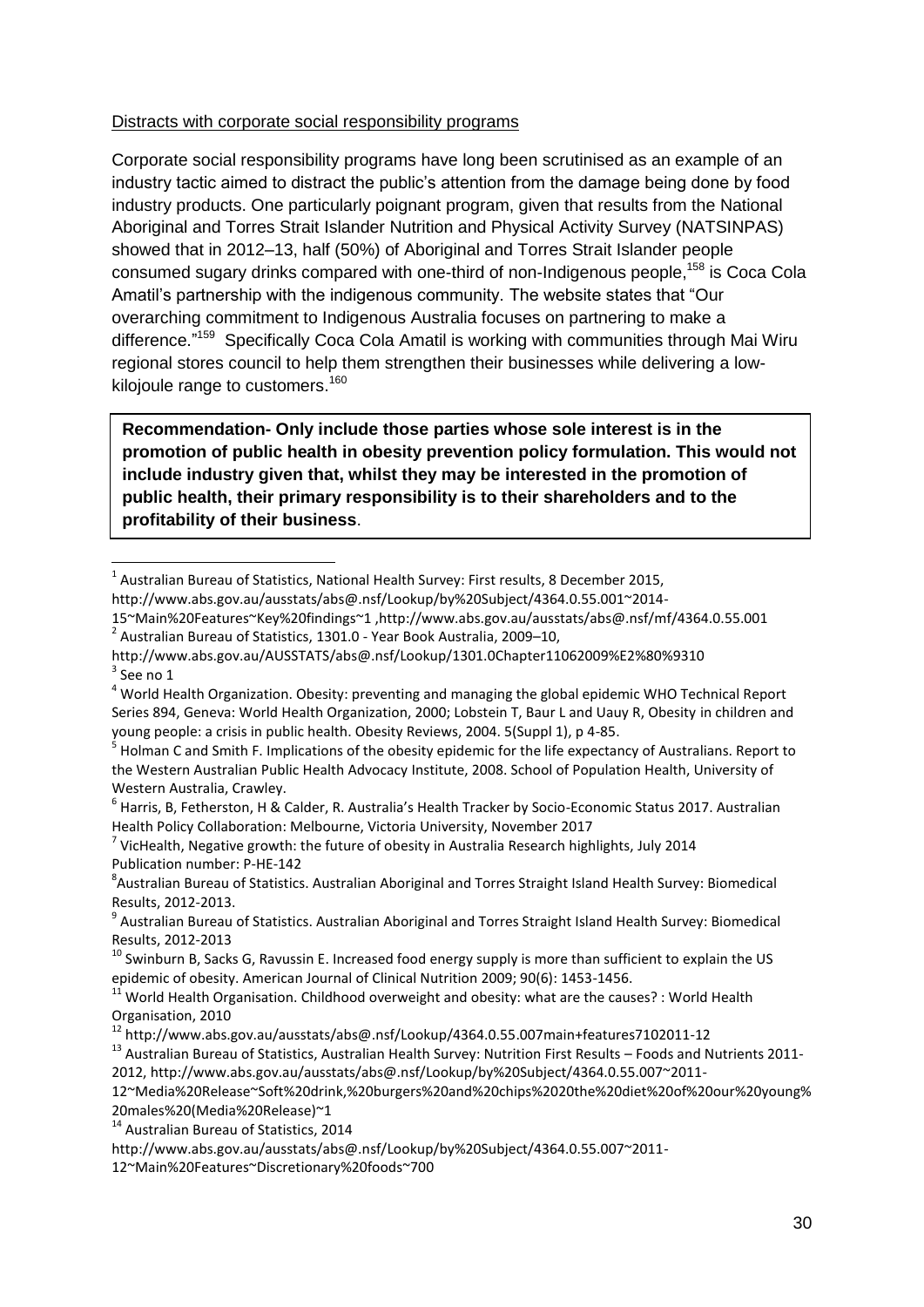Distracts with corporate social responsibility programs

Corporate social responsibility programs have long been scrutinised as an example of an industry tactic aimed to distract the public's attention from the damage being done by food industry products. One particularly poignant program, given that results from the National Aboriginal and Torres Strait Islander Nutrition and Physical Activity Survey (NATSINPAS) showed that in 2012–13, half (50%) of Aboriginal and Torres Strait Islander people consumed sugary drinks compared with one-third of non-Indigenous people,[158] is Coca Cola Amatil's partnership with the indigenous community. The website states that "Our overarching commitment to Indigenous Australia focuses on partnering to make a difference."[159] Specifically Coca Cola Amatil is working with communities through Mai Wiru regional stores council to help them strengthen their businesses while delivering a low-kilojoule range to customers.[160]

**Recommendation- Only include those parties whose sole interest is in the promotion of public health in obesity prevention policy formulation. This would not include industry given that, whilst they may be interested in the promotion of public health, their primary responsibility is to their shareholders and to the profitability of their business**.

---

[1] Australian Bureau of Statistics, National Health Survey: First results, 8 December 2015, http://www.abs.gov.au/ausstats/abs@.nsf/Lookup/by%20Subject/4364.0.55.001~2014-15~Main%20Features~Key%20findings~1 ,http://www.abs.gov.au/ausstats/abs@.nsf/mf/4364.0.55.001

[2] Australian Bureau of Statistics, 1301.0 - Year Book Australia, 2009–10, http://www.abs.gov.au/AUSSTATS/abs@.nsf/Lookup/1301.0Chapter11062009%E2%80%9310

[3] See no 1

[4] World Health Organization. Obesity: preventing and managing the global epidemic WHO Technical Report Series 894, Geneva: World Health Organization, 2000; Lobstein T, Baur L and Uauy R, Obesity in children and young people: a crisis in public health. Obesity Reviews, 2004. 5(Suppl 1), p 4-85.

[5] Holman C and Smith F. Implications of the obesity epidemic for the life expectancy of Australians. Report to the Western Australian Public Health Advocacy Institute, 2008. School of Population Health, University of Western Australia, Crawley.

[6] Harris, B, Fetherston, H & Calder, R. Australia's Health Tracker by Socio-Economic Status 2017. Australian Health Policy Collaboration: Melbourne, Victoria University, November 2017

[7] VicHealth, Negative growth: the future of obesity in Australia Research highlights, July 2014 Publication number: P-HE-142

[8] Australian Bureau of Statistics. Australian Aboriginal and Torres Straight Island Health Survey: Biomedical Results, 2012-2013.

[9] Australian Bureau of Statistics. Australian Aboriginal and Torres Straight Island Health Survey: Biomedical Results, 2012-2013

[10] Swinburn B, Sacks G, Ravussin E. Increased food energy supply is more than sufficient to explain the US epidemic of obesity. American Journal of Clinical Nutrition 2009; 90(6): 1453-1456.

[11] World Health Organisation. Childhood overweight and obesity: what are the causes? : World Health Organisation, 2010

[12] http://www.abs.gov.au/ausstats/abs@.nsf/Lookup/4364.0.55.007main+features7102011-12

[13] Australian Bureau of Statistics, Australian Health Survey: Nutrition First Results – Foods and Nutrients 2011-2012, http://www.abs.gov.au/ausstats/abs@.nsf/Lookup/by%20Subject/4364.0.55.007~2011-12~Media%20Release~Soft%20drink,%20burgers%20and%20chips%20the%20diet%20of%20our%20young%20males%20(Media%20Release)~1

[14] Australian Bureau of Statistics, 2014 http://www.abs.gov.au/ausstats/abs@.nsf/Lookup/by%20Subject/4364.0.55.007~2011-12~Main%20Features~Discretionary%20foods~700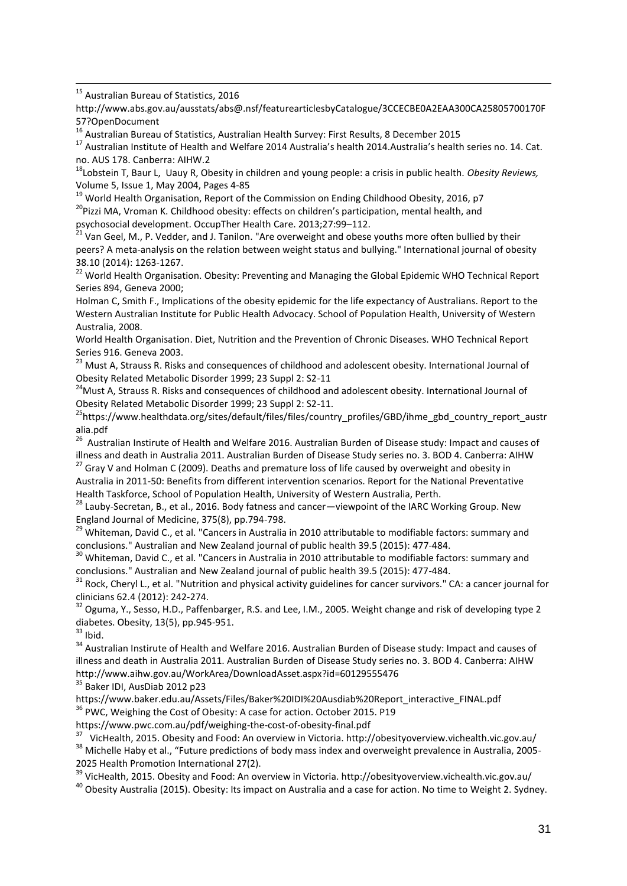[15] Australian Bureau of Statistics, 2016 http://www.abs.gov.au/ausstats/abs@.nsf/featurearticlesbyCatalogue/3CCECBE0A2EAA300CA25805700170F57?OpenDocument

[16] Australian Bureau of Statistics, Australian Health Survey: First Results, 8 December 2015

[17] Australian Institute of Health and Welfare 2014 Australia's health 2014.Australia's health series no. 14. Cat. no. AUS 178. Canberra: AIHW.2

[18] Lobstein T, Baur L, Uauy R, Obesity in children and young people: a crisis in public health. *Obesity Reviews,* Volume 5, Issue 1, May 2004, Pages 4-85

[19] World Health Organisation, Report of the Commission on Ending Childhood Obesity, 2016, p7

[20] Pizzi MA, Vroman K. Childhood obesity: effects on children's participation, mental health, and psychosocial development. OccupTher Health Care. 2013;27:99–112.

[21] Van Geel, M., P. Vedder, and J. Tanilon. "Are overweight and obese youths more often bullied by their peers? A meta-analysis on the relation between weight status and bullying." International journal of obesity 38.10 (2014): 1263-1267.

[22] World Health Organisation. Obesity: Preventing and Managing the Global Epidemic WHO Technical Report Series 894, Geneva 2000;

Holman C, Smith F., Implications of the obesity epidemic for the life expectancy of Australians. Report to the Western Australian Institute for Public Health Advocacy. School of Population Health, University of Western Australia, 2008.

World Health Organisation. Diet, Nutrition and the Prevention of Chronic Diseases. WHO Technical Report Series 916. Geneva 2003.

[23] Must A, Strauss R. Risks and consequences of childhood and adolescent obesity. International Journal of Obesity Related Metabolic Disorder 1999; 23 Suppl 2: S2-11

[24] Must A, Strauss R. Risks and consequences of childhood and adolescent obesity. International Journal of Obesity Related Metabolic Disorder 1999; 23 Suppl 2: S2-11.

[25] https://www.healthdata.org/sites/default/files/files/country_profiles/GBD/ihme_gbd_country_report_australia.pdf

[26] Australian Instirute of Health and Welfare 2016. Australian Burden of Disease study: Impact and causes of illness and death in Australia 2011. Australian Burden of Disease Study series no. 3. BOD 4. Canberra: AIHW

[27] Gray V and Holman C (2009). Deaths and premature loss of life caused by overweight and obesity in Australia in 2011-50: Benefits from different intervention scenarios. Report for the National Preventative Health Taskforce, School of Population Health, University of Western Australia, Perth.

[28] Lauby-Secretan, B., et al., 2016. Body fatness and cancer—viewpoint of the IARC Working Group. New England Journal of Medicine, 375(8), pp.794-798.

[29] Whiteman, David C., et al. "Cancers in Australia in 2010 attributable to modifiable factors: summary and conclusions." Australian and New Zealand journal of public health 39.5 (2015): 477-484.

[30] Whiteman, David C., et al. "Cancers in Australia in 2010 attributable to modifiable factors: summary and conclusions." Australian and New Zealand journal of public health 39.5 (2015): 477-484.

[31] Rock, Cheryl L., et al. "Nutrition and physical activity guidelines for cancer survivors." CA: a cancer journal for clinicians 62.4 (2012): 242-274.

[32] Oguma, Y., Sesso, H.D., Paffenbarger, R.S. and Lee, I.M., 2005. Weight change and risk of developing type 2 diabetes. Obesity, 13(5), pp.945-951.

[33] Ibid.

[34] Australian Instirute of Health and Welfare 2016. Australian Burden of Disease study: Impact and causes of illness and death in Australia 2011. Australian Burden of Disease Study series no. 3. BOD 4. Canberra: AIHW http://www.aihw.gov.au/WorkArea/DownloadAsset.aspx?id=60129555476

[35] Baker IDI, AusDiab 2012 p23 https://www.baker.edu.au/Assets/Files/Baker%20IDI%20Ausdiab%20Report_interactive_FINAL.pdf

[36] PWC, Weighing the Cost of Obesity: A case for action. October 2015. P19 https://www.pwc.com.au/pdf/weighing-the-cost-of-obesity-final.pdf

[37] VicHealth, 2015. Obesity and Food: An overview in Victoria. http://obesityoverview.vichealth.vic.gov.au/

[38] Michelle Haby et al., "Future predictions of body mass index and overweight prevalence in Australia, 2005-2025 Health Promotion International 27(2).

[39] VicHealth, 2015. Obesity and Food: An overview in Victoria. http://obesityoverview.vichealth.vic.gov.au/

[40] Obesity Australia (2015). Obesity: Its impact on Australia and a case for action. No time to Weight 2. Sydney.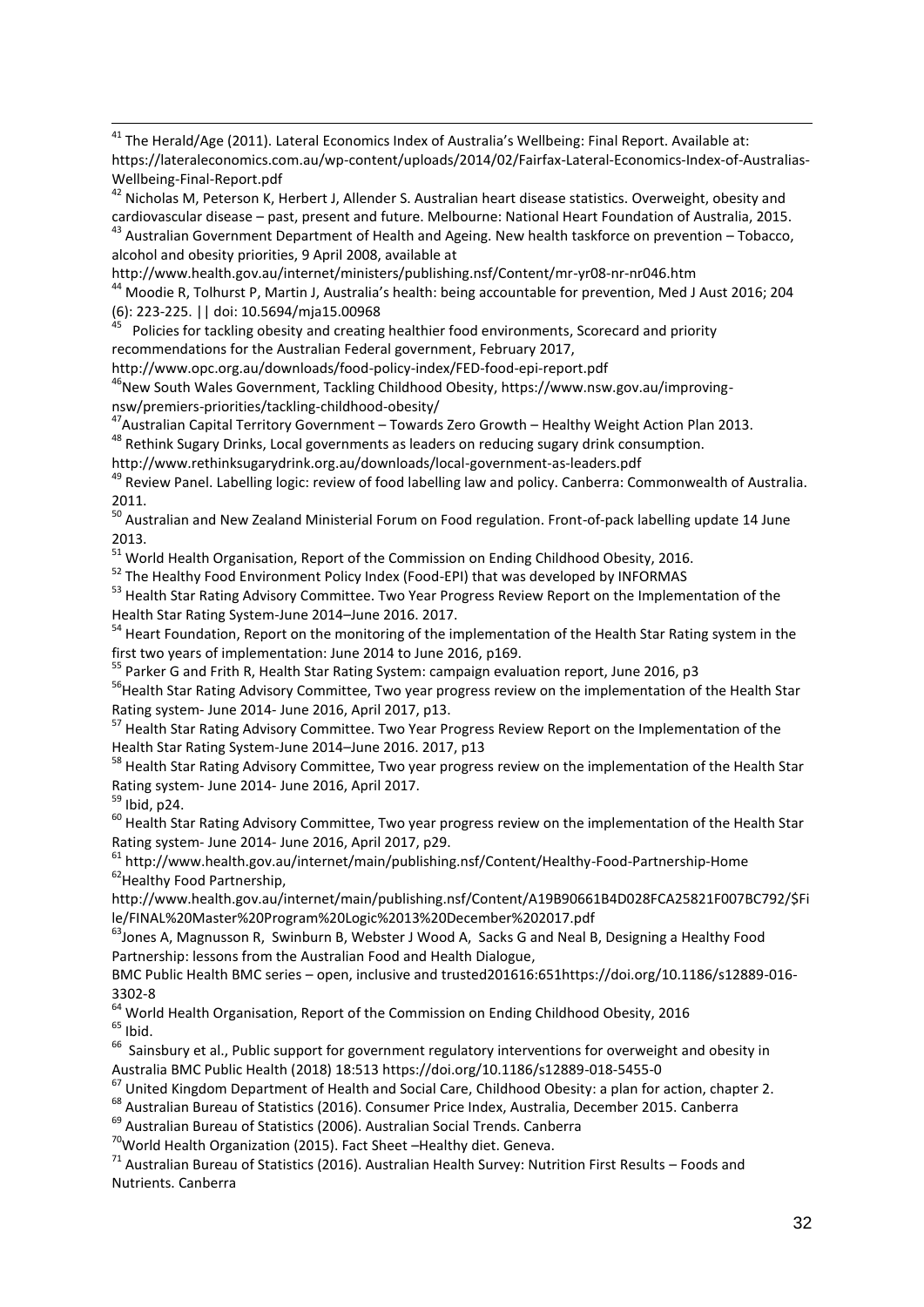[41] The Herald/Age (2011). Lateral Economics Index of Australia's Wellbeing: Final Report. Available at: https://lateraleconomics.com.au/wp-content/uploads/2014/02/Fairfax-Lateral-Economics-Index-of-Australias-Wellbeing-Final-Report.pdf

[42] Nicholas M, Peterson K, Herbert J, Allender S. Australian heart disease statistics. Overweight, obesity and cardiovascular disease – past, present and future. Melbourne: National Heart Foundation of Australia, 2015.

[43] Australian Government Department of Health and Ageing. New health taskforce on prevention – Tobacco, alcohol and obesity priorities, 9 April 2008, available at http://www.health.gov.au/internet/ministers/publishing.nsf/Content/mr-yr08-nr-nr046.htm

[44] Moodie R, Tolhurst P, Martin J, Australia's health: being accountable for prevention, Med J Aust 2016; 204 (6): 223-225. || doi: 10.5694/mja15.00968

[45] Policies for tackling obesity and creating healthier food environments, Scorecard and priority recommendations for the Australian Federal government, February 2017, http://www.opc.org.au/downloads/food-policy-index/FED-food-epi-report.pdf

[46] New South Wales Government, Tackling Childhood Obesity, https://www.nsw.gov.au/improving-nsw/premiers-priorities/tackling-childhood-obesity/

[47] Australian Capital Territory Government – Towards Zero Growth – Healthy Weight Action Plan 2013.

[48] Rethink Sugary Drinks, Local governments as leaders on reducing sugary drink consumption. http://www.rethinksugarydrink.org.au/downloads/local-government-as-leaders.pdf

[49] Review Panel. Labelling logic: review of food labelling law and policy. Canberra: Commonwealth of Australia. 2011.

[50] Australian and New Zealand Ministerial Forum on Food regulation. Front-of-pack labelling update 14 June 2013.

[51] World Health Organisation, Report of the Commission on Ending Childhood Obesity, 2016.

[52] The Healthy Food Environment Policy Index (Food-EPI) that was developed by INFORMAS

[53] Health Star Rating Advisory Committee. Two Year Progress Review Report on the Implementation of the Health Star Rating System-June 2014–June 2016. 2017.

[54] Heart Foundation, Report on the monitoring of the implementation of the Health Star Rating system in the first two years of implementation: June 2014 to June 2016, p169.

[55] Parker G and Frith R, Health Star Rating System: campaign evaluation report, June 2016, p3

[56] Health Star Rating Advisory Committee, Two year progress review on the implementation of the Health Star Rating system- June 2014- June 2016, April 2017, p13.

[57] Health Star Rating Advisory Committee. Two Year Progress Review Report on the Implementation of the Health Star Rating System-June 2014–June 2016. 2017, p13

[58] Health Star Rating Advisory Committee, Two year progress review on the implementation of the Health Star Rating system- June 2014- June 2016, April 2017.

[59] Ibid, p24.

[60] Health Star Rating Advisory Committee, Two year progress review on the implementation of the Health Star Rating system- June 2014- June 2016, April 2017, p29.

[61] http://www.health.gov.au/internet/main/publishing.nsf/Content/Healthy-Food-Partnership-Home

[62] Healthy Food Partnership, http://www.health.gov.au/internet/main/publishing.nsf/Content/A19B90661B4D028FCA25821F007BC792/$File/FINAL%20Master%20Program%20Logic%2013%20December%202017.pdf

[63] Jones A, Magnusson R, Swinburn B, Webster J Wood A, Sacks G and Neal B, Designing a Healthy Food Partnership: lessons from the Australian Food and Health Dialogue, BMC Public Health BMC series – open, inclusive and trusted201616:651https://doi.org/10.1186/s12889-016-3302-8

[64] World Health Organisation, Report of the Commission on Ending Childhood Obesity, 2016

[65] Ibid.

[66] Sainsbury et al., Public support for government regulatory interventions for overweight and obesity in Australia BMC Public Health (2018) 18:513 https://doi.org/10.1186/s12889-018-5455-0

[67] United Kingdom Department of Health and Social Care, Childhood Obesity: a plan for action, chapter 2.

[68] Australian Bureau of Statistics (2016). Consumer Price Index, Australia, December 2015. Canberra

[69] Australian Bureau of Statistics (2006). Australian Social Trends. Canberra

[70] World Health Organization (2015). Fact Sheet –Healthy diet. Geneva.

[71] Australian Bureau of Statistics (2016). Australian Health Survey: Nutrition First Results – Foods and Nutrients. Canberra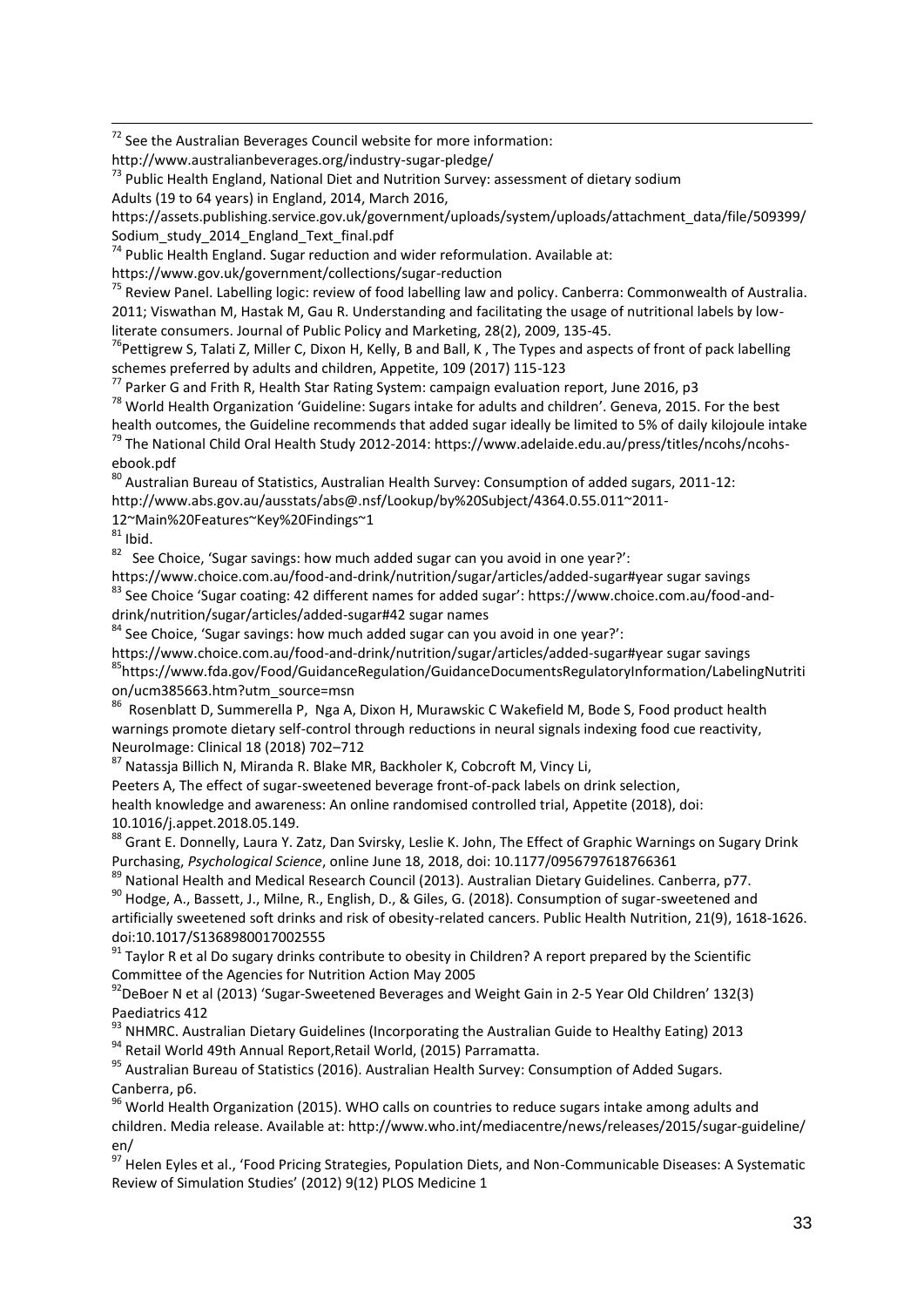[72] See the Australian Beverages Council website for more information: http://www.australianbeverages.org/industry-sugar-pledge/

[73] Public Health England, National Diet and Nutrition Survey: assessment of dietary sodium Adults (19 to 64 years) in England, 2014, March 2016, https://assets.publishing.service.gov.uk/government/uploads/system/uploads/attachment_data/file/509399/Sodium_study_2014_England_Text_final.pdf

[74] Public Health England. Sugar reduction and wider reformulation. Available at: https://www.gov.uk/government/collections/sugar-reduction

[75] Review Panel. Labelling logic: review of food labelling law and policy. Canberra: Commonwealth of Australia. 2011; Viswathan M, Hastak M, Gau R. Understanding and facilitating the usage of nutritional labels by low-literate consumers. Journal of Public Policy and Marketing, 28(2), 2009, 135-45.

[76] Pettigrew S, Talati Z, Miller C, Dixon H, Kelly, B and Ball, K , The Types and aspects of front of pack labelling schemes preferred by adults and children, Appetite, 109 (2017) 115-123

[77] Parker G and Frith R, Health Star Rating System: campaign evaluation report, June 2016, p3

[78] World Health Organization 'Guideline: Sugars intake for adults and children'. Geneva, 2015. For the best health outcomes, the Guideline recommends that added sugar ideally be limited to 5% of daily kilojoule intake

[79] The National Child Oral Health Study 2012-2014: https://www.adelaide.edu.au/press/titles/ncohs/ncohs-ebook.pdf

[80] Australian Bureau of Statistics, Australian Health Survey: Consumption of added sugars, 2011-12: http://www.abs.gov.au/ausstats/abs@.nsf/Lookup/by%20Subject/4364.0.55.011~2011-12~Main%20Features~Key%20Findings~1

[81] Ibid.

[82] See Choice, 'Sugar savings: how much added sugar can you avoid in one year?': https://www.choice.com.au/food-and-drink/nutrition/sugar/articles/added-sugar#year sugar savings

[83] See Choice 'Sugar coating: 42 different names for added sugar': https://www.choice.com.au/food-and-drink/nutrition/sugar/articles/added-sugar#42 sugar names

[84] See Choice, 'Sugar savings: how much added sugar can you avoid in one year?': https://www.choice.com.au/food-and-drink/nutrition/sugar/articles/added-sugar#year sugar savings

[85] https://www.fda.gov/Food/GuidanceRegulation/GuidanceDocumentsRegulatoryInformation/LabelingNutrition/ucm385663.htm?utm_source=msn

[86] Rosenblatt D, Summerella P, Nga A, Dixon H, Murawskic C Wakefield M, Bode S, Food product health warnings promote dietary self-control through reductions in neural signals indexing food cue reactivity, NeuroImage: Clinical 18 (2018) 702–712

[87] Natassja Billich N, Miranda R. Blake MR, Backholer K, Cobcroft M, Vincy Li, Peeters A, The effect of sugar-sweetened beverage front-of-pack labels on drink selection, health knowledge and awareness: An online randomised controlled trial, Appetite (2018), doi: 10.1016/j.appet.2018.05.149.

[88] Grant E. Donnelly, Laura Y. Zatz, Dan Svirsky, Leslie K. John, The Effect of Graphic Warnings on Sugary Drink Purchasing, *Psychological Science*, online June 18, 2018, doi: 10.1177/0956797618766361

[89] National Health and Medical Research Council (2013). Australian Dietary Guidelines. Canberra, p77.

[90] Hodge, A., Bassett, J., Milne, R., English, D., & Giles, G. (2018). Consumption of sugar-sweetened and artificially sweetened soft drinks and risk of obesity-related cancers. Public Health Nutrition, 21(9), 1618-1626. doi:10.1017/S1368980017002555

[91] Taylor R et al Do sugary drinks contribute to obesity in Children? A report prepared by the Scientific Committee of the Agencies for Nutrition Action May 2005

[92] DeBoer N et al (2013) 'Sugar-Sweetened Beverages and Weight Gain in 2-5 Year Old Children' 132(3) Paediatrics 412

[93] NHMRC. Australian Dietary Guidelines (Incorporating the Australian Guide to Healthy Eating) 2013

[94] Retail World 49th Annual Report,Retail World, (2015) Parramatta.

[95] Australian Bureau of Statistics (2016). Australian Health Survey: Consumption of Added Sugars. Canberra, p6.

[96] World Health Organization (2015). WHO calls on countries to reduce sugars intake among adults and children. Media release. Available at: http://www.who.int/mediacentre/news/releases/2015/sugar-guideline/en/

[97] Helen Eyles et al., 'Food Pricing Strategies, Population Diets, and Non-Communicable Diseases: A Systematic Review of Simulation Studies' (2012) 9(12) PLOS Medicine 1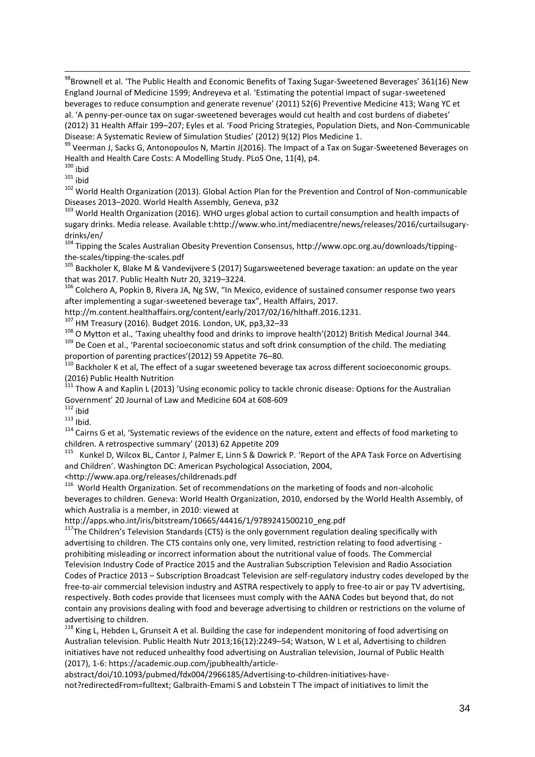[98]Brownell et al. 'The Public Health and Economic Benefits of Taxing Sugar-Sweetened Beverages' 361(16) New England Journal of Medicine 1599; Andreyeva et al. 'Estimating the potential impact of sugar-sweetened beverages to reduce consumption and generate revenue' (2011) 52(6) Preventive Medicine 413; Wang YC et al. 'A penny-per-ounce tax on sugar-sweetened beverages would cut health and cost burdens of diabetes' (2012) 31 Health Affair 199–207; Eyles et al. 'Food Pricing Strategies, Population Diets, and Non-Communicable Disease: A Systematic Review of Simulation Studies' (2012) 9(12) Plos Medicine 1.

[99] Veerman J, Sacks G, Antonopoulos N, Martin J(2016). The Impact of a Tax on Sugar-Sweetened Beverages on Health and Health Care Costs: A Modelling Study. PLoS One, 11(4), p4.

[100] ibid

[101] ibid

[102] World Health Organization (2013). Global Action Plan for the Prevention and Control of Non-communicable Diseases 2013–2020. World Health Assembly, Geneva, p32

[103] World Health Organization (2016). WHO urges global action to curtail consumption and health impacts of sugary drinks. Media release. Available t:http://www.who.int/mediacentre/news/releases/2016/curtailsugary-drinks/en/

[104] Tipping the Scales Australian Obesity Prevention Consensus, http://www.opc.org.au/downloads/tipping-the-scales/tipping-the-scales.pdf

[105] Backholer K, Blake M & Vandevijvere S (2017) Sugarsweetened beverage taxation: an update on the year that was 2017. Public Health Nutr 20, 3219–3224.

[106] Colchero A, Popkin B, Rivera JA, Ng SW, "In Mexico, evidence of sustained consumer response two years after implementing a sugar-sweetened beverage tax", Health Affairs, 2017. http://m.content.healthaffairs.org/content/early/2017/02/16/hlthaff.2016.1231.

[107] HM Treasury (2016). Budget 2016. London, UK, pp3,32–33

[108] O Mytton et al., 'Taxing uhealthy food and drinks to improve health'(2012) British Medical Journal 344.

[109] De Coen et al., 'Parental socioeconomic status and soft drink consumption of the child. The mediating proportion of parenting practices'(2012) 59 Appetite 76–80.

[110] Backholer K et al, The effect of a sugar sweetened beverage tax across different socioeconomic groups. (2016) Public Health Nutrition

[111] Thow A and Kaplin L (2013) 'Using economic policy to tackle chronic disease: Options for the Australian Government' 20 Journal of Law and Medicine 604 at 608-609

[112] ibid

[113] Ibid.

[114] Cairns G et al, 'Systematic reviews of the evidence on the nature, extent and effects of food marketing to children. A retrospective summary' (2013) 62 Appetite 209

[115] Kunkel D, Wilcox BL, Cantor J, Palmer E, Linn S & Dowrick P. 'Report of the APA Task Force on Advertising and Children'. Washington DC: American Psychological Association, 2004, <http://www.apa.org/releases/childrenads.pdf

[116] World Health Organization. Set of recommendations on the marketing of foods and non-alcoholic beverages to children. Geneva: World Health Organization, 2010, endorsed by the World Health Assembly, of which Australia is a member, in 2010: viewed at http://apps.who.int/iris/bitstream/10665/44416/1/9789241500210_eng.pdf

[117]The Children's Television Standards (CTS) is the only government regulation dealing specifically with advertising to children. The CTS contains only one, very limited, restriction relating to food advertising - prohibiting misleading or incorrect information about the nutritional value of foods. The Commercial Television Industry Code of Practice 2015 and the Australian Subscription Television and Radio Association Codes of Practice 2013 – Subscription Broadcast Television are self-regulatory industry codes developed by the free-to-air commercial television industry and ASTRA respectively to apply to free-to air or pay TV advertising, respectively. Both codes provide that licensees must comply with the AANA Codes but beyond that, do not contain any provisions dealing with food and beverage advertising to children or restrictions on the volume of advertising to children.

[118] King L, Hebden L, Grunseit A et al. Building the case for independent monitoring of food advertising on Australian television. Public Health Nutr 2013;16(12):2249–54; Watson, W L et al, Advertising to children initiatives have not reduced unhealthy food advertising on Australian television, Journal of Public Health (2017), 1-6: https://academic.oup.com/jpubhealth/article-abstract/doi/10.1093/pubmed/fdx004/2966185/Advertising-to-children-initiatives-have-not?redirectedFrom=fulltext; Galbraith-Emami S and Lobstein T The impact of initiatives to limit the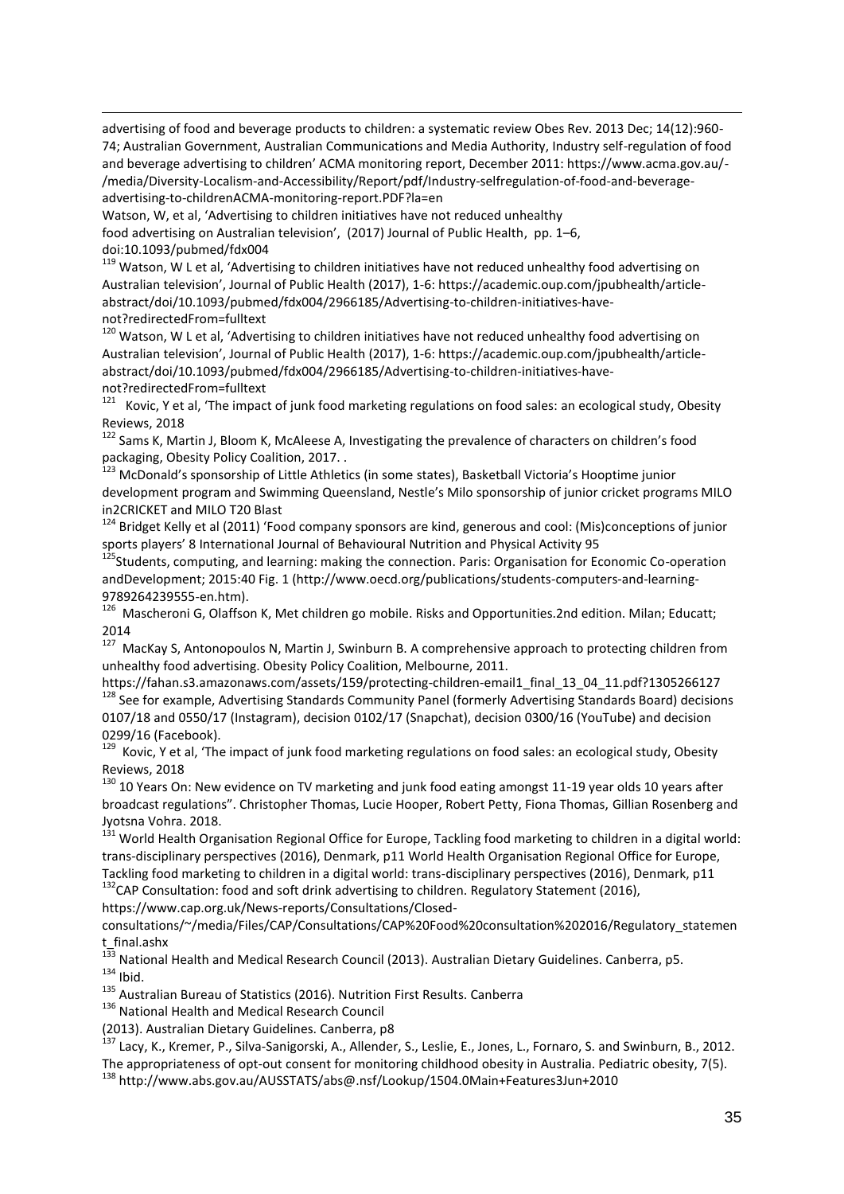advertising of food and beverage products to children: a systematic review Obes Rev. 2013 Dec; 14(12):960-74; Australian Government, Australian Communications and Media Authority, Industry self-regulation of food and beverage advertising to children' ACMA monitoring report, December 2011: https://www.acma.gov.au/-/media/Diversity-Localism-and-Accessibility/Report/pdf/Industry-selfregulation-of-food-and-beverage-advertising-to-childrenACMA-monitoring-report.PDF?la=en

Watson, W, et al, 'Advertising to children initiatives have not reduced unhealthy food advertising on Australian television', (2017) Journal of Public Health, pp. 1–6, doi:10.1093/pubmed/fdx004

[119] Watson, W L et al, 'Advertising to children initiatives have not reduced unhealthy food advertising on Australian television', Journal of Public Health (2017), 1-6: https://academic.oup.com/jpubhealth/article-abstract/doi/10.1093/pubmed/fdx004/2966185/Advertising-to-children-initiatives-have-not?redirectedFrom=fulltext

[120] Watson, W L et al, 'Advertising to children initiatives have not reduced unhealthy food advertising on Australian television', Journal of Public Health (2017), 1-6: https://academic.oup.com/jpubhealth/article-abstract/doi/10.1093/pubmed/fdx004/2966185/Advertising-to-children-initiatives-have-not?redirectedFrom=fulltext

[121] Kovic, Y et al, 'The impact of junk food marketing regulations on food sales: an ecological study, Obesity Reviews, 2018

[122] Sams K, Martin J, Bloom K, McAleese A, Investigating the prevalence of characters on children's food packaging, Obesity Policy Coalition, 2017. .

[123] McDonald's sponsorship of Little Athletics (in some states), Basketball Victoria's Hooptime junior development program and Swimming Queensland, Nestle's Milo sponsorship of junior cricket programs MILO in2CRICKET and MILO T20 Blast

[124] Bridget Kelly et al (2011) 'Food company sponsors are kind, generous and cool: (Mis)conceptions of junior sports players' 8 International Journal of Behavioural Nutrition and Physical Activity 95

[125] Students, computing, and learning: making the connection. Paris: Organisation for Economic Co-operation andDevelopment; 2015:40 Fig. 1 (http://www.oecd.org/publications/students-computers-and-learning-9789264239555-en.htm).

[126] Mascheroni G, Olaffson K, Met children go mobile. Risks and Opportunities.2nd edition. Milan; Educatt; 2014

[127] MacKay S, Antonopoulos N, Martin J, Swinburn B. A comprehensive approach to protecting children from unhealthy food advertising. Obesity Policy Coalition, Melbourne, 2011. https://fahan.s3.amazonaws.com/assets/159/protecting-children-email1_final_13_04_11.pdf?1305266127

[128] See for example, Advertising Standards Community Panel (formerly Advertising Standards Board) decisions 0107/18 and 0550/17 (Instagram), decision 0102/17 (Snapchat), decision 0300/16 (YouTube) and decision 0299/16 (Facebook).

[129] Kovic, Y et al, 'The impact of junk food marketing regulations on food sales: an ecological study, Obesity Reviews, 2018

[130] 10 Years On: New evidence on TV marketing and junk food eating amongst 11-19 year olds 10 years after broadcast regulations". Christopher Thomas, Lucie Hooper, Robert Petty, Fiona Thomas, Gillian Rosenberg and Jyotsna Vohra. 2018.

[131] World Health Organisation Regional Office for Europe, Tackling food marketing to children in a digital world: trans-disciplinary perspectives (2016), Denmark, p11 World Health Organisation Regional Office for Europe, Tackling food marketing to children in a digital world: trans-disciplinary perspectives (2016), Denmark, p11

[132] CAP Consultation: food and soft drink advertising to children. Regulatory Statement (2016), https://www.cap.org.uk/News-reports/Consultations/Closed-consultations/~/media/Files/CAP/Consultations/CAP%20Food%20consultation%202016/Regulatory_statement_final.ashx

[133] National Health and Medical Research Council (2013). Australian Dietary Guidelines. Canberra, p5.

[134] Ibid.

[135] Australian Bureau of Statistics (2016). Nutrition First Results. Canberra

[136] National Health and Medical Research Council (2013). Australian Dietary Guidelines. Canberra, p8

[137] Lacy, K., Kremer, P., Silva-Sanigorski, A., Allender, S., Leslie, E., Jones, L., Fornaro, S. and Swinburn, B., 2012. The appropriateness of opt-out consent for monitoring childhood obesity in Australia. Pediatric obesity, 7(5).

[138] http://www.abs.gov.au/AUSSTATS/abs@.nsf/Lookup/1504.0Main+Features3Jun+2010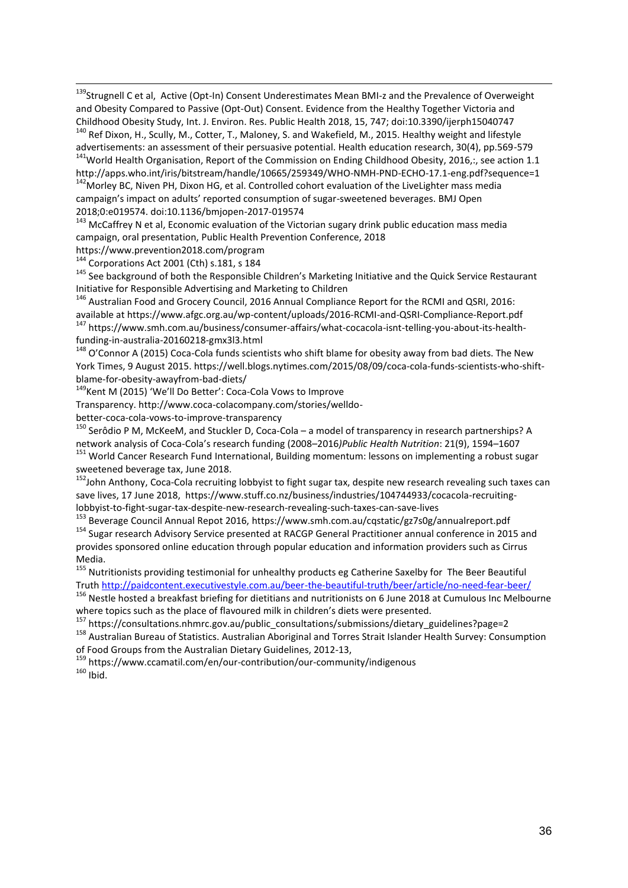[139]Strugnell C et al, Active (Opt-In) Consent Underestimates Mean BMI-z and the Prevalence of Overweight and Obesity Compared to Passive (Opt-Out) Consent. Evidence from the Healthy Together Victoria and Childhood Obesity Study, Int. J. Environ. Res. Public Health 2018, 15, 747; doi:10.3390/ijerph15040747

[140] Ref Dixon, H., Scully, M., Cotter, T., Maloney, S. and Wakefield, M., 2015. Healthy weight and lifestyle advertisements: an assessment of their persuasive potential. Health education research, 30(4), pp.569-579

[141]World Health Organisation, Report of the Commission on Ending Childhood Obesity, 2016,:, see action 1.1 http://apps.who.int/iris/bitstream/handle/10665/259349/WHO-NMH-PND-ECHO-17.1-eng.pdf?sequence=1

[142]Morley BC, Niven PH, Dixon HG, et al. Controlled cohort evaluation of the LiveLighter mass media campaign's impact on adults' reported consumption of sugar-sweetened beverages. BMJ Open 2018;0:e019574. doi:10.1136/bmjopen-2017-019574

[143] McCaffrey N et al, Economic evaluation of the Victorian sugary drink public education mass media campaign, oral presentation, Public Health Prevention Conference, 2018 https://www.prevention2018.com/program

[144] Corporations Act 2001 (Cth) s.181, s 184

[145] See background of both the Responsible Children's Marketing Initiative and the Quick Service Restaurant Initiative for Responsible Advertising and Marketing to Children

[146] Australian Food and Grocery Council, 2016 Annual Compliance Report for the RCMI and QSRI, 2016: available at https://www.afgc.org.au/wp-content/uploads/2016-RCMI-and-QSRI-Compliance-Report.pdf

[147] https://www.smh.com.au/business/consumer-affairs/what-cocacola-isnt-telling-you-about-its-health-funding-in-australia-20160218-gmx3l3.html

[148] O'Connor A (2015) Coca-Cola funds scientists who shift blame for obesity away from bad diets. The New York Times, 9 August 2015. https://well.blogs.nytimes.com/2015/08/09/coca-cola-funds-scientists-who-shift-blame-for-obesity-awayfrom-bad-diets/

[149]Kent M (2015) 'We'll Do Better': Coca-Cola Vows to Improve Transparency. http://www.coca-colacompany.com/stories/welldo-better-coca-cola-vows-to-improve-transparency

[150] Serôdio P M, McKeeM, and Stuckler D, Coca-Cola – a model of transparency in research partnerships? A network analysis of Coca-Cola's research funding (2008–2016*)Public Health Nutrition*: 21(9), 1594–1607

[151] World Cancer Research Fund International, Building momentum: lessons on implementing a robust sugar sweetened beverage tax, June 2018.

[152]John Anthony, Coca-Cola recruiting lobbyist to fight sugar tax, despite new research revealing such taxes can save lives, 17 June 2018, https://www.stuff.co.nz/business/industries/104744933/cocacola-recruiting-lobbyist-to-fight-sugar-tax-despite-new-research-revealing-such-taxes-can-save-lives

[153] Beverage Council Annual Repot 2016, https://www.smh.com.au/cqstatic/gz7s0g/annualreport.pdf

[154] Sugar research Advisory Service presented at RACGP General Practitioner annual conference in 2015 and provides sponsored online education through popular education and information providers such as Cirrus Media.

[155] Nutritionists providing testimonial for unhealthy products eg Catherine Saxelby for The Beer Beautiful Truth http://paidcontent.executivestyle.com.au/beer-the-beautiful-truth/beer/article/no-need-fear-beer/

[156] Nestle hosted a breakfast briefing for dietitians and nutritionists on 6 June 2018 at Cumulous Inc Melbourne where topics such as the place of flavoured milk in children's diets were presented.

[157] https://consultations.nhmrc.gov.au/public_consultations/submissions/dietary_guidelines?page=2

[158] Australian Bureau of Statistics. Australian Aboriginal and Torres Strait Islander Health Survey: Consumption of Food Groups from the Australian Dietary Guidelines, 2012-13,

[159] https://www.ccamatil.com/en/our-contribution/our-community/indigenous

[160] Ibid.